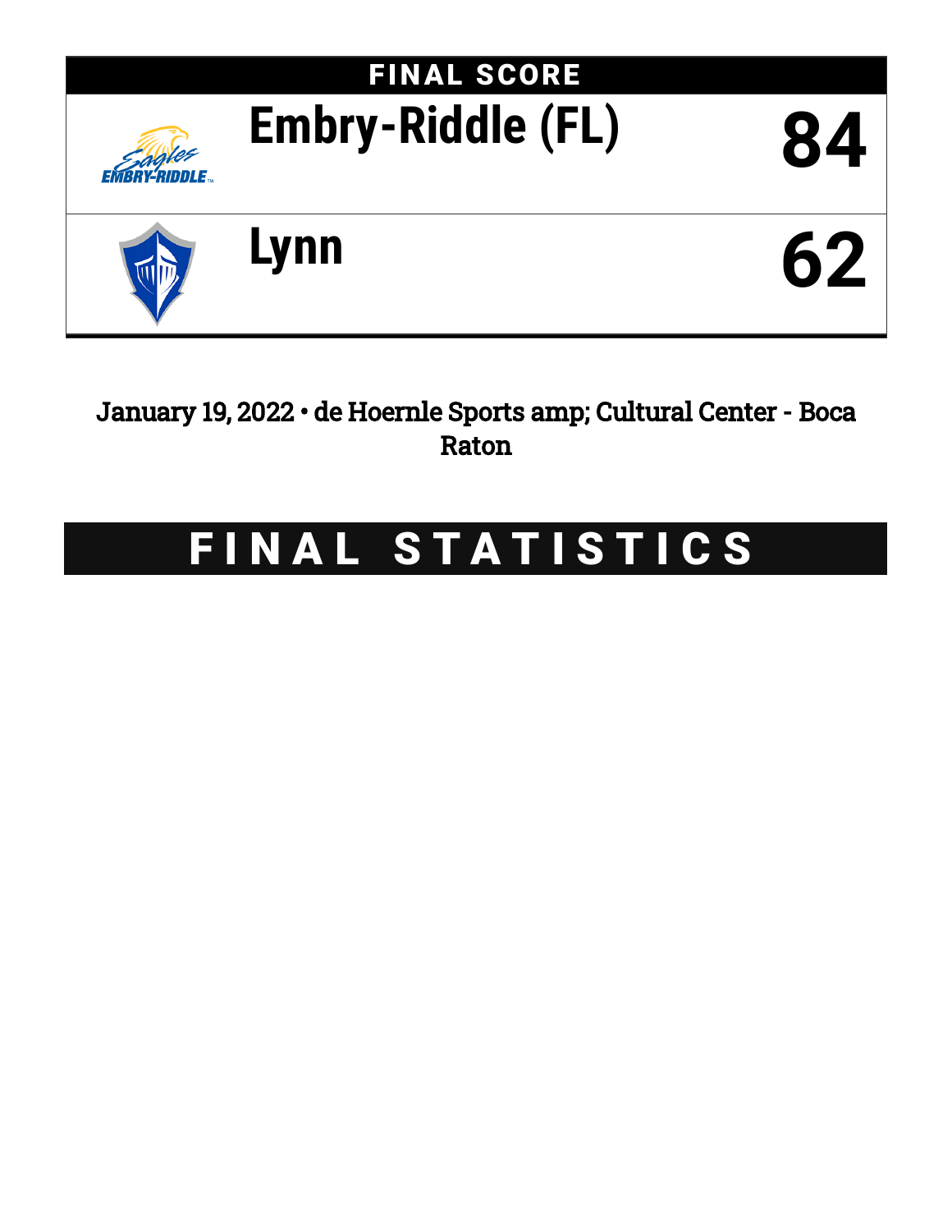## FINAL SCORE

| Team | Score |
|---|---|
| Embry-Riddle (FL) | 84 |
| Lynn | 62 |

January 19, 2022 • de Hoernle Sports amp; Cultural Center - Boca Raton

# FINAL STATISTICS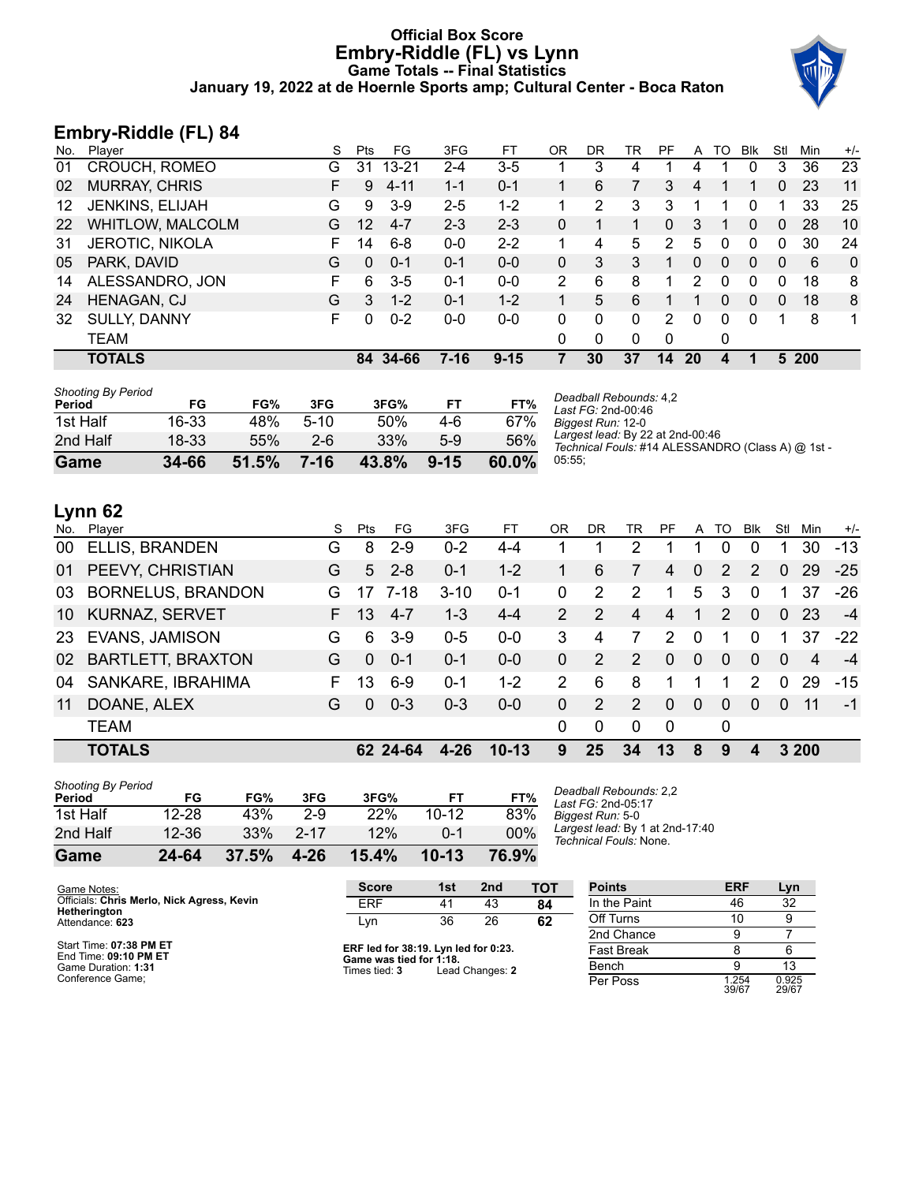# Official Box Score
## Embry-Riddle (FL) vs Lynn
### Game Totals -- Final Statistics
### January 19, 2022 at de Hoernle Sports amp; Cultural Center - Boca Raton

## Embry-Riddle (FL) 84

| No. | Player | S | Pts | FG | 3FG | FT | OR | DR | TR | PF | A | TO | Blk | Stl | Min | +/- |
|---|---|---|---|---|---|---|---|---|---|---|---|---|---|---|---|---|
| 01 | CROUCH, ROMEO | G | 31 | 13-21 | 2-4 | 3-5 | 1 | 3 | 4 | 1 | 4 | 1 | 0 | 3 | 36 | 23 |
| 02 | MURRAY, CHRIS | F | 9 | 4-11 | 1-1 | 0-1 | 1 | 6 | 7 | 3 | 4 | 1 | 1 | 0 | 23 | 11 |
| 12 | JENKINS, ELIJAH | G | 9 | 3-9 | 2-5 | 1-2 | 1 | 2 | 3 | 3 | 1 | 1 | 0 | 1 | 33 | 25 |
| 22 | WHITLOW, MALCOLM | G | 12 | 4-7 | 2-3 | 2-3 | 0 | 1 | 1 | 0 | 3 | 1 | 0 | 0 | 28 | 10 |
| 31 | JEROTIC, NIKOLA | F | 14 | 6-8 | 0-0 | 2-2 | 1 | 4 | 5 | 2 | 5 | 0 | 0 | 0 | 30 | 24 |
| 05 | PARK, DAVID | G | 0 | 0-1 | 0-1 | 0-0 | 0 | 3 | 3 | 1 | 0 | 0 | 0 | 0 | 6 | 0 |
| 14 | ALESSANDRO, JON | F | 6 | 3-5 | 0-1 | 0-0 | 2 | 6 | 8 | 1 | 2 | 0 | 0 | 0 | 18 | 8 |
| 24 | HENAGAN, CJ | G | 3 | 1-2 | 0-1 | 1-2 | 1 | 5 | 6 | 1 | 1 | 0 | 0 | 0 | 18 | 8 |
| 32 | SULLY, DANNY | F | 0 | 0-2 | 0-0 | 0-0 | 0 | 0 | 0 | 2 | 0 | 0 | 0 | 1 | 8 | 1 |
| | TEAM | | | | | | 0 | 0 | 0 | 0 | | 0 | | | | |
| | **TOTALS** | | **84** | **34-66** | **7-16** | **9-15** | **7** | **30** | **37** | **14** | **20** | **4** | **1** | **5** | **200** | |

*Shooting By Period*

| Period | FG | FG% | 3FG | 3FG% | FT | FT% |
|---|---|---|---|---|---|---|
| 1st Half | 16-33 | 48% | 5-10 | 50% | 4-6 | 67% |
| 2nd Half | 18-33 | 55% | 2-6 | 33% | 5-9 | 56% |
| **Game** | **34-66** | **51.5%** | **7-16** | **43.8%** | **9-15** | **60.0%** |

*Deadball Rebounds:* 4,2
*Last FG:* 2nd-00:46
*Biggest Run:* 12-0
*Largest lead:* By 22 at 2nd-00:46
*Technical Fouls:* #14 ALESSANDRO (Class A) @ 1st - 05:55;

## Lynn 62

| No. | Player | S | Pts | FG | 3FG | FT | OR | DR | TR | PF | A | TO | Blk | Stl | Min | +/- |
|---|---|---|---|---|---|---|---|---|---|---|---|---|---|---|---|---|
| 00 | ELLIS, BRANDEN | G | 8 | 2-9 | 0-2 | 4-4 | 1 | 1 | 2 | 1 | 1 | 0 | 0 | 1 | 30 | -13 |
| 01 | PEEVY, CHRISTIAN | G | 5 | 2-8 | 0-1 | 1-2 | 1 | 6 | 7 | 4 | 0 | 2 | 2 | 0 | 29 | -25 |
| 03 | BORNELUS, BRANDON | G | 17 | 7-18 | 3-10 | 0-1 | 0 | 2 | 2 | 1 | 5 | 3 | 0 | 1 | 37 | -26 |
| 10 | KURNAZ, SERVET | F | 13 | 4-7 | 1-3 | 4-4 | 2 | 2 | 4 | 4 | 1 | 2 | 0 | 0 | 23 | -4 |
| 23 | EVANS, JAMISON | G | 6 | 3-9 | 0-5 | 0-0 | 3 | 4 | 7 | 2 | 0 | 1 | 0 | 1 | 37 | -22 |
| 02 | BARTLETT, BRAXTON | G | 0 | 0-1 | 0-1 | 0-0 | 0 | 2 | 2 | 0 | 0 | 0 | 0 | 0 | 4 | -4 |
| 04 | SANKARE, IBRAHIMA | F | 13 | 6-9 | 0-1 | 1-2 | 2 | 6 | 8 | 1 | 1 | 1 | 2 | 0 | 29 | -15 |
| 11 | DOANE, ALEX | G | 0 | 0-3 | 0-3 | 0-0 | 0 | 2 | 2 | 0 | 0 | 0 | 0 | 0 | 11 | -1 |
| | TEAM | | | | | | 0 | 0 | 0 | 0 | | 0 | | | | |
| | **TOTALS** | | **62** | **24-64** | **4-26** | **10-13** | **9** | **25** | **34** | **13** | **8** | **9** | **4** | **3** | **200** | |

*Shooting By Period*

| Period | FG | FG% | 3FG | 3FG% | FT | FT% |
|---|---|---|---|---|---|---|
| 1st Half | 12-28 | 43% | 2-9 | 22% | 10-12 | 83% |
| 2nd Half | 12-36 | 33% | 2-17 | 12% | 0-1 | 00% |
| **Game** | **24-64** | **37.5%** | **4-26** | **15.4%** | **10-13** | **76.9%** |

*Deadball Rebounds:* 2,2
*Last FG:* 2nd-05:17
*Biggest Run:* 5-0
*Largest lead:* By 1 at 2nd-17:40
*Technical Fouls:* None.

Game Notes:
Officials: **Chris Merlo, Nick Agress, Kevin Hetherington**
Attendance: **623**

Start Time: **07:38 PM ET**
End Time: **09:10 PM ET**
Game Duration: **1:31**
Conference Game;

| Score | 1st | 2nd | TOT |
|---|---|---|---|
| ERF | 41 | 43 | **84** |
| Lyn | 36 | 26 | **62** |

**ERF led for 38:19. Lyn led for 0:23.**
**Game was tied for 1:18.**
Times tied: **3** Lead Changes: **2**

| Points | ERF | Lyn |
|---|---|---|
| In the Paint | 46 | 32 |
| Off Turns | 10 | 9 |
| 2nd Chance | 9 | 7 |
| Fast Break | 8 | 6 |
| Bench | 9 | 13 |
| Per Poss | 1.254 39/67 | 0.925 29/67 |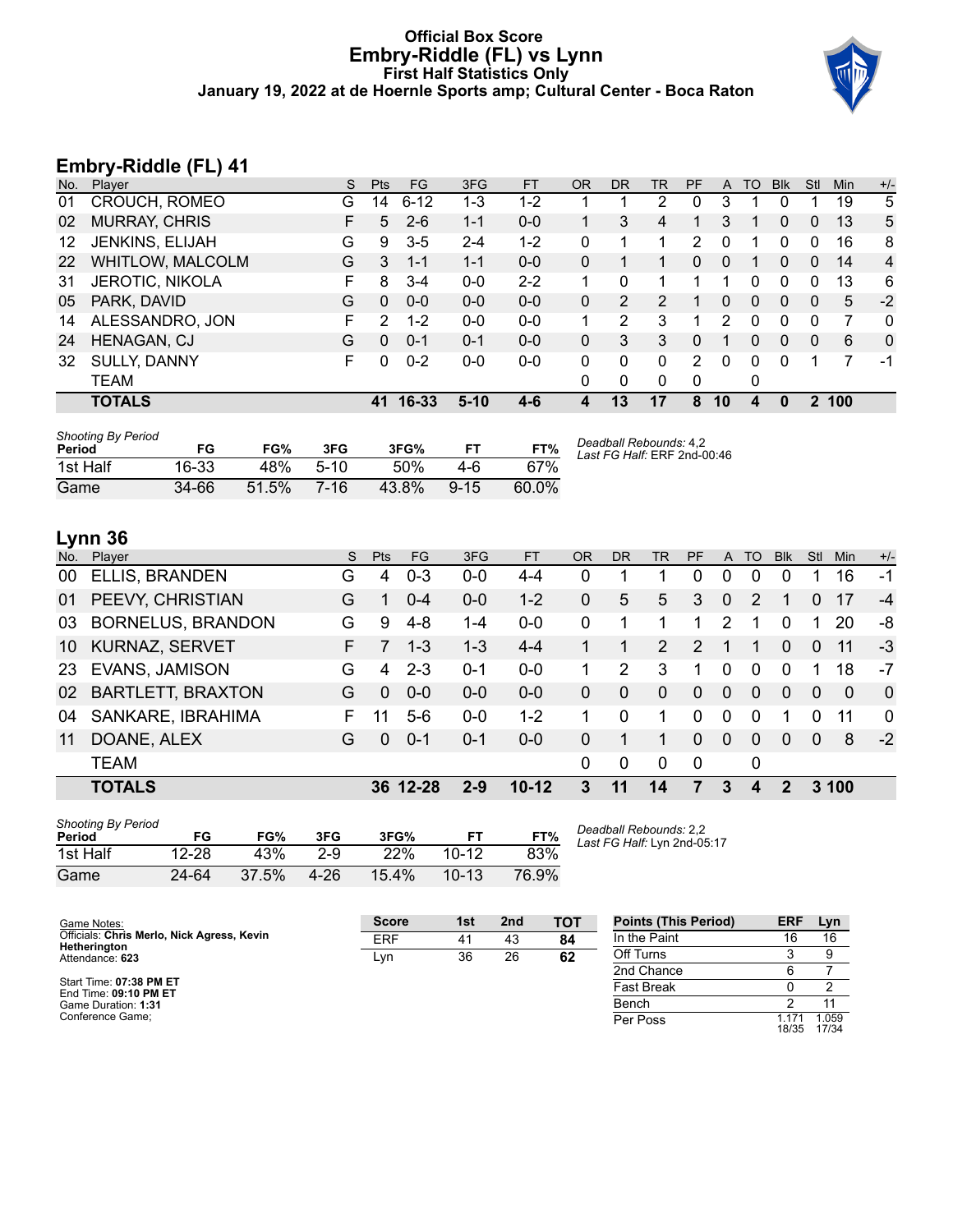# Official Box Score
## Embry-Riddle (FL) vs Lynn
### First Half Statistics Only
### January 19, 2022 at de Hoernle Sports amp; Cultural Center - Boca Raton

## Embry-Riddle (FL) 41

| No. | Player | S | Pts | FG | 3FG | FT | OR | DR | TR | PF | A | TO | Blk | Stl | Min | +/- |
|---|---|---|---|---|---|---|---|---|---|---|---|---|---|---|---|---|
| 01 | CROUCH, ROMEO | G | 14 | 6-12 | 1-3 | 1-2 | 1 | 1 | 2 | 0 | 3 | 1 | 0 | 1 | 19 | 5 |
| 02 | MURRAY, CHRIS | F | 5 | 2-6 | 1-1 | 0-0 | 1 | 3 | 4 | 1 | 3 | 1 | 0 | 0 | 13 | 5 |
| 12 | JENKINS, ELIJAH | G | 9 | 3-5 | 2-4 | 1-2 | 0 | 1 | 1 | 2 | 0 | 1 | 0 | 0 | 16 | 8 |
| 22 | WHITLOW, MALCOLM | G | 3 | 1-1 | 1-1 | 0-0 | 0 | 1 | 1 | 0 | 0 | 1 | 0 | 0 | 14 | 4 |
| 31 | JEROTIC, NIKOLA | F | 8 | 3-4 | 0-0 | 2-2 | 1 | 0 | 1 | 1 | 1 | 0 | 0 | 0 | 13 | 6 |
| 05 | PARK, DAVID | G | 0 | 0-0 | 0-0 | 0-0 | 0 | 2 | 2 | 1 | 0 | 0 | 0 | 0 | 5 | -2 |
| 14 | ALESSANDRO, JON | F | 2 | 1-2 | 0-0 | 0-0 | 1 | 2 | 3 | 1 | 2 | 0 | 0 | 0 | 7 | 0 |
| 24 | HENAGAN, CJ | G | 0 | 0-1 | 0-1 | 0-0 | 0 | 3 | 3 | 0 | 1 | 0 | 0 | 0 | 6 | 0 |
| 32 | SULLY, DANNY | F | 0 | 0-2 | 0-0 | 0-0 | 0 | 0 | 0 | 2 | 0 | 0 | 0 | 1 | 7 | -1 |
| | TEAM | | | | | | 0 | 0 | 0 | 0 | | 0 | | | | |
| | **TOTALS** | | **41** | **16-33** | **5-10** | **4-6** | **4** | **13** | **17** | **8** | **10** | **4** | **0** | **2** | **100** | |

*Shooting By Period*

| Period | FG | FG% | 3FG | 3FG% | FT | FT% |
|---|---|---|---|---|---|---|
| 1st Half | 16-33 | 48% | 5-10 | 50% | 4-6 | 67% |
| Game | 34-66 | 51.5% | 7-16 | 43.8% | 9-15 | 60.0% |

*Deadball Rebounds:* 4,2
*Last FG Half:* ERF 2nd-00:46

## Lynn 36

| No. | Player | S | Pts | FG | 3FG | FT | OR | DR | TR | PF | A | TO | Blk | Stl | Min | +/- |
|---|---|---|---|---|---|---|---|---|---|---|---|---|---|---|---|---|
| 00 | ELLIS, BRANDEN | G | 4 | 0-3 | 0-0 | 4-4 | 0 | 1 | 1 | 0 | 0 | 0 | 0 | 1 | 16 | -1 |
| 01 | PEEVY, CHRISTIAN | G | 1 | 0-4 | 0-0 | 1-2 | 0 | 5 | 5 | 3 | 0 | 2 | 1 | 0 | 17 | -4 |
| 03 | BORNELUS, BRANDON | G | 9 | 4-8 | 1-4 | 0-0 | 0 | 1 | 1 | 1 | 2 | 1 | 0 | 1 | 20 | -8 |
| 10 | KURNAZ, SERVET | F | 7 | 1-3 | 1-3 | 4-4 | 1 | 1 | 2 | 2 | 1 | 1 | 0 | 0 | 11 | -3 |
| 23 | EVANS, JAMISON | G | 4 | 2-3 | 0-1 | 0-0 | 1 | 2 | 3 | 1 | 0 | 0 | 0 | 1 | 18 | -7 |
| 02 | BARTLETT, BRAXTON | G | 0 | 0-0 | 0-0 | 0-0 | 0 | 0 | 0 | 0 | 0 | 0 | 0 | 0 | 0 | 0 |
| 04 | SANKARE, IBRAHIMA | F | 11 | 5-6 | 0-0 | 1-2 | 1 | 0 | 1 | 0 | 0 | 0 | 1 | 0 | 11 | 0 |
| 11 | DOANE, ALEX | G | 0 | 0-1 | 0-1 | 0-0 | 0 | 1 | 1 | 0 | 0 | 0 | 0 | 0 | 8 | -2 |
| | TEAM | | | | | | 0 | 0 | 0 | 0 | | 0 | | | | |
| | **TOTALS** | | **36** | **12-28** | **2-9** | **10-12** | **3** | **11** | **14** | **7** | **3** | **4** | **2** | **3** | **100** | |

*Shooting By Period*

| Period | FG | FG% | 3FG | 3FG% | FT | FT% |
|---|---|---|---|---|---|---|
| 1st Half | 12-28 | 43% | 2-9 | 22% | 10-12 | 83% |
| Game | 24-64 | 37.5% | 4-26 | 15.4% | 10-13 | 76.9% |

*Deadball Rebounds:* 2,2
*Last FG Half:* Lyn 2nd-05:17

Game Notes:
Officials: **Chris Merlo, Nick Agress, Kevin Hetherington**
Attendance: **623**

Start Time: **07:38 PM ET**
End Time: **09:10 PM ET**
Game Duration: **1:31**
Conference Game;

| Score | 1st | 2nd | TOT |
|---|---|---|---|
| ERF | 41 | 43 | **84** |
| Lyn | 36 | 26 | **62** |

| Points (This Period) | ERF | Lyn |
|---|---|---|
| In the Paint | 16 | 16 |
| Off Turns | 3 | 9 |
| 2nd Chance | 6 | 7 |
| Fast Break | 0 | 2 |
| Bench | 2 | 11 |
| Per Poss | 1.171 18/35 | 1.059 17/34 |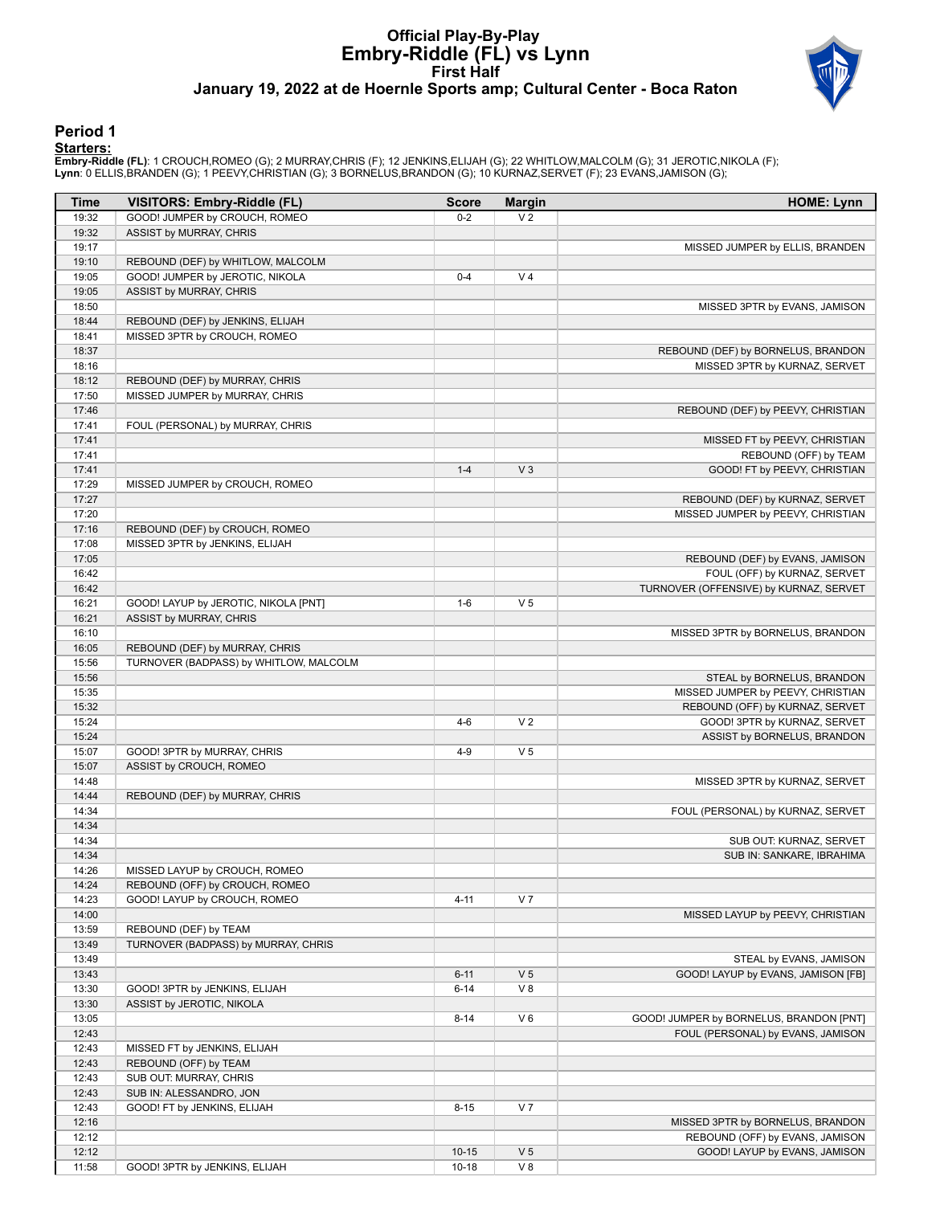# Official Play-By-Play
## Embry-Riddle (FL) vs Lynn
### First Half
### January 19, 2022 at de Hoernle Sports amp; Cultural Center - Boca Raton

## Period 1

**Starters:**

**Embry-Riddle (FL)**: 1 CROUCH,ROMEO (G); 2 MURRAY,CHRIS (F); 12 JENKINS,ELIJAH (G); 22 WHITLOW,MALCOLM (G); 31 JEROTIC,NIKOLA (F);
**Lynn**: 0 ELLIS,BRANDEN (G); 1 PEEVY,CHRISTIAN (G); 3 BORNELUS,BRANDON (G); 10 KURNAZ,SERVET (F); 23 EVANS,JAMISON (G);

| Time | VISITORS: Embry-Riddle (FL) | Score | Margin | HOME: Lynn |
|---|---|---|---|---|
| 19:32 | GOOD! JUMPER by CROUCH, ROMEO | 0-2 | V 2 | |
| 19:32 | ASSIST by MURRAY, CHRIS | | | |
| 19:17 | | | | MISSED JUMPER by ELLIS, BRANDEN |
| 19:10 | REBOUND (DEF) by WHITLOW, MALCOLM | | | |
| 19:05 | GOOD! JUMPER by JEROTIC, NIKOLA | 0-4 | V 4 | |
| 19:05 | ASSIST by MURRAY, CHRIS | | | |
| 18:50 | | | | MISSED 3PTR by EVANS, JAMISON |
| 18:44 | REBOUND (DEF) by JENKINS, ELIJAH | | | |
| 18:41 | MISSED 3PTR by CROUCH, ROMEO | | | |
| 18:37 | | | | REBOUND (DEF) by BORNELUS, BRANDON |
| 18:16 | | | | MISSED 3PTR by KURNAZ, SERVET |
| 18:12 | REBOUND (DEF) by MURRAY, CHRIS | | | |
| 17:50 | MISSED JUMPER by MURRAY, CHRIS | | | |
| 17:46 | | | | REBOUND (DEF) by PEEVY, CHRISTIAN |
| 17:41 | FOUL (PERSONAL) by MURRAY, CHRIS | | | |
| 17:41 | | | | MISSED FT by PEEVY, CHRISTIAN |
| 17:41 | | | | REBOUND (OFF) by TEAM |
| 17:41 | | 1-4 | V 3 | GOOD! FT by PEEVY, CHRISTIAN |
| 17:29 | MISSED JUMPER by CROUCH, ROMEO | | | |
| 17:27 | | | | REBOUND (DEF) by KURNAZ, SERVET |
| 17:20 | | | | MISSED JUMPER by PEEVY, CHRISTIAN |
| 17:16 | REBOUND (DEF) by CROUCH, ROMEO | | | |
| 17:08 | MISSED 3PTR by JENKINS, ELIJAH | | | |
| 17:05 | | | | REBOUND (DEF) by EVANS, JAMISON |
| 16:42 | | | | FOUL (OFF) by KURNAZ, SERVET |
| 16:42 | | | | TURNOVER (OFFENSIVE) by KURNAZ, SERVET |
| 16:21 | GOOD! LAYUP by JEROTIC, NIKOLA [PNT] | 1-6 | V 5 | |
| 16:21 | ASSIST by MURRAY, CHRIS | | | |
| 16:10 | | | | MISSED 3PTR by BORNELUS, BRANDON |
| 16:05 | REBOUND (DEF) by MURRAY, CHRIS | | | |
| 15:56 | TURNOVER (BADPASS) by WHITLOW, MALCOLM | | | |
| 15:56 | | | | STEAL by BORNELUS, BRANDON |
| 15:35 | | | | MISSED JUMPER by PEEVY, CHRISTIAN |
| 15:32 | | | | REBOUND (OFF) by KURNAZ, SERVET |
| 15:24 | | 4-6 | V 2 | GOOD! 3PTR by KURNAZ, SERVET |
| 15:24 | | | | ASSIST by BORNELUS, BRANDON |
| 15:07 | GOOD! 3PTR by MURRAY, CHRIS | 4-9 | V 5 | |
| 15:07 | ASSIST by CROUCH, ROMEO | | | |
| 14:48 | | | | MISSED 3PTR by KURNAZ, SERVET |
| 14:44 | REBOUND (DEF) by MURRAY, CHRIS | | | |
| 14:34 | | | | FOUL (PERSONAL) by KURNAZ, SERVET |
| 14:34 | | | | |
| 14:34 | | | | SUB OUT: KURNAZ, SERVET |
| 14:34 | | | | SUB IN: SANKARE, IBRAHIMA |
| 14:26 | MISSED LAYUP by CROUCH, ROMEO | | | |
| 14:24 | REBOUND (OFF) by CROUCH, ROMEO | | | |
| 14:23 | GOOD! LAYUP by CROUCH, ROMEO | 4-11 | V 7 | |
| 14:00 | | | | MISSED LAYUP by PEEVY, CHRISTIAN |
| 13:59 | REBOUND (DEF) by TEAM | | | |
| 13:49 | TURNOVER (BADPASS) by MURRAY, CHRIS | | | |
| 13:49 | | | | STEAL by EVANS, JAMISON |
| 13:43 | | 6-11 | V 5 | GOOD! LAYUP by EVANS, JAMISON [FB] |
| 13:30 | GOOD! 3PTR by JENKINS, ELIJAH | 6-14 | V 8 | |
| 13:30 | ASSIST by JEROTIC, NIKOLA | | | |
| 13:05 | | 8-14 | V 6 | GOOD! JUMPER by BORNELUS, BRANDON [PNT] |
| 12:43 | | | | FOUL (PERSONAL) by EVANS, JAMISON |
| 12:43 | MISSED FT by JENKINS, ELIJAH | | | |
| 12:43 | REBOUND (OFF) by TEAM | | | |
| 12:43 | SUB OUT: MURRAY, CHRIS | | | |
| 12:43 | SUB IN: ALESSANDRO, JON | | | |
| 12:43 | GOOD! FT by JENKINS, ELIJAH | 8-15 | V 7 | |
| 12:16 | | | | MISSED 3PTR by BORNELUS, BRANDON |
| 12:12 | | | | REBOUND (OFF) by EVANS, JAMISON |
| 12:12 | | 10-15 | V 5 | GOOD! LAYUP by EVANS, JAMISON |
| 11:58 | GOOD! 3PTR by JENKINS, ELIJAH | 10-18 | V 8 | |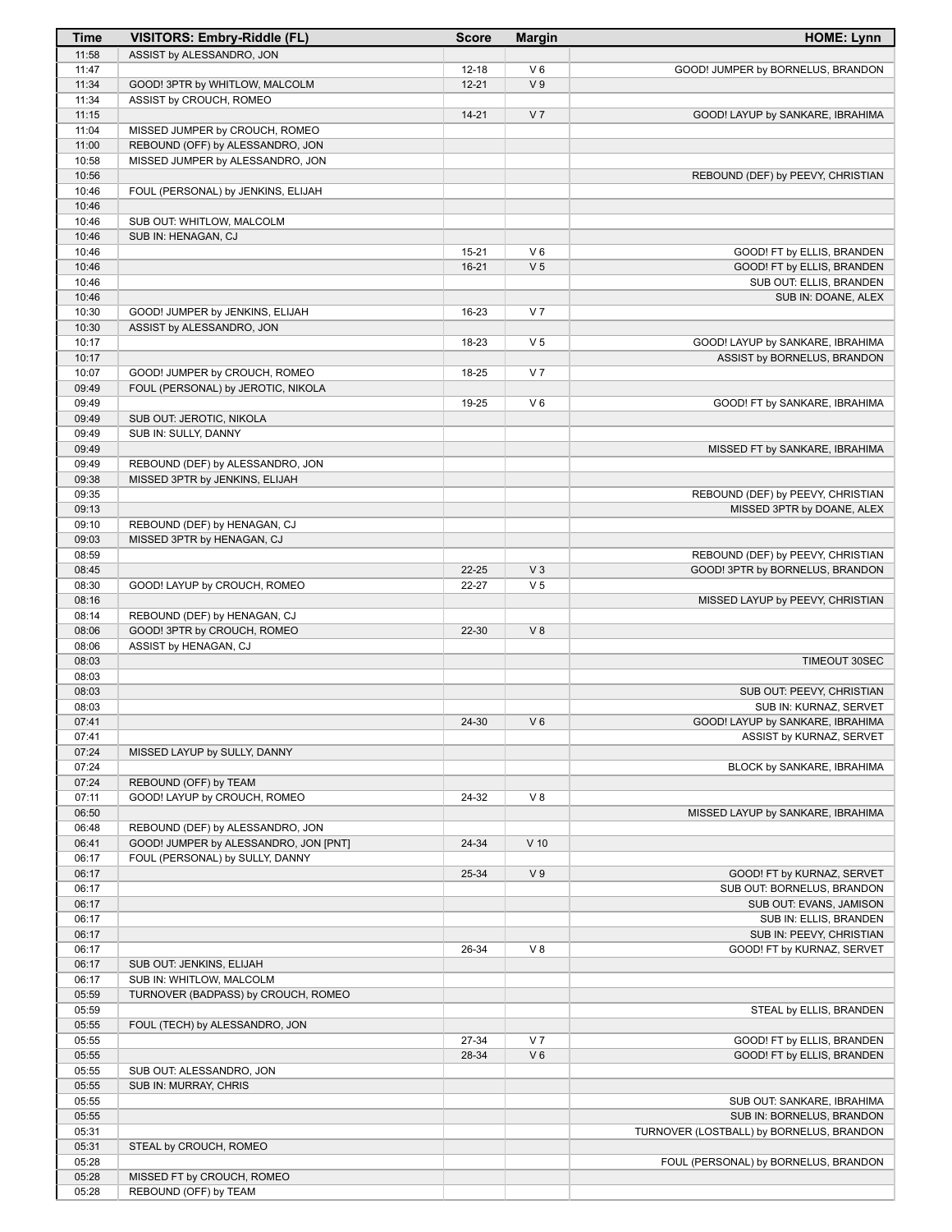| Time | VISITORS: Embry-Riddle (FL) | Score | Margin | HOME: Lynn |
|---|---|---|---|---|
| 11:58 | ASSIST by ALESSANDRO, JON | | | |
| 11:47 | | 12-18 | V 6 | GOOD! JUMPER by BORNELUS, BRANDON |
| 11:34 | GOOD! 3PTR by WHITLOW, MALCOLM | 12-21 | V 9 | |
| 11:34 | ASSIST by CROUCH, ROMEO | | | |
| 11:15 | | 14-21 | V 7 | GOOD! LAYUP by SANKARE, IBRAHIMA |
| 11:04 | MISSED JUMPER by CROUCH, ROMEO | | | |
| 11:00 | REBOUND (OFF) by ALESSANDRO, JON | | | |
| 10:58 | MISSED JUMPER by ALESSANDRO, JON | | | |
| 10:56 | | | | REBOUND (DEF) by PEEVY, CHRISTIAN |
| 10:46 | FOUL (PERSONAL) by JENKINS, ELIJAH | | | |
| 10:46 | | | | |
| 10:46 | SUB OUT: WHITLOW, MALCOLM | | | |
| 10:46 | SUB IN: HENAGAN, CJ | | | |
| 10:46 | | 15-21 | V 6 | GOOD! FT by ELLIS, BRANDEN |
| 10:46 | | 16-21 | V 5 | GOOD! FT by ELLIS, BRANDEN |
| 10:46 | | | | SUB OUT: ELLIS, BRANDEN |
| 10:46 | | | | SUB IN: DOANE, ALEX |
| 10:30 | GOOD! JUMPER by JENKINS, ELIJAH | 16-23 | V 7 | |
| 10:30 | ASSIST by ALESSANDRO, JON | | | |
| 10:17 | | 18-23 | V 5 | GOOD! LAYUP by SANKARE, IBRAHIMA |
| 10:17 | | | | ASSIST by BORNELUS, BRANDON |
| 10:07 | GOOD! JUMPER by CROUCH, ROMEO | 18-25 | V 7 | |
| 09:49 | FOUL (PERSONAL) by JEROTIC, NIKOLA | | | |
| 09:49 | | 19-25 | V 6 | GOOD! FT by SANKARE, IBRAHIMA |
| 09:49 | SUB OUT: JEROTIC, NIKOLA | | | |
| 09:49 | SUB IN: SULLY, DANNY | | | |
| 09:49 | | | | MISSED FT by SANKARE, IBRAHIMA |
| 09:49 | REBOUND (DEF) by ALESSANDRO, JON | | | |
| 09:38 | MISSED 3PTR by JENKINS, ELIJAH | | | |
| 09:35 | | | | REBOUND (DEF) by PEEVY, CHRISTIAN |
| 09:13 | | | | MISSED 3PTR by DOANE, ALEX |
| 09:10 | REBOUND (DEF) by HENAGAN, CJ | | | |
| 09:03 | MISSED 3PTR by HENAGAN, CJ | | | |
| 08:59 | | | | REBOUND (DEF) by PEEVY, CHRISTIAN |
| 08:45 | | 22-25 | V 3 | GOOD! 3PTR by BORNELUS, BRANDON |
| 08:30 | GOOD! LAYUP by CROUCH, ROMEO | 22-27 | V 5 | |
| 08:16 | | | | MISSED LAYUP by PEEVY, CHRISTIAN |
| 08:14 | REBOUND (DEF) by HENAGAN, CJ | | | |
| 08:06 | GOOD! 3PTR by CROUCH, ROMEO | 22-30 | V 8 | |
| 08:06 | ASSIST by HENAGAN, CJ | | | |
| 08:03 | | | | TIMEOUT 30SEC |
| 08:03 | | | | |
| 08:03 | | | | SUB OUT: PEEVY, CHRISTIAN |
| 08:03 | | | | SUB IN: KURNAZ, SERVET |
| 07:41 | | 24-30 | V 6 | GOOD! LAYUP by SANKARE, IBRAHIMA |
| 07:41 | | | | ASSIST by KURNAZ, SERVET |
| 07:24 | MISSED LAYUP by SULLY, DANNY | | | |
| 07:24 | | | | BLOCK by SANKARE, IBRAHIMA |
| 07:24 | REBOUND (OFF) by TEAM | | | |
| 07:11 | GOOD! LAYUP by CROUCH, ROMEO | 24-32 | V 8 | |
| 06:50 | | | | MISSED LAYUP by SANKARE, IBRAHIMA |
| 06:48 | REBOUND (DEF) by ALESSANDRO, JON | | | |
| 06:41 | GOOD! JUMPER by ALESSANDRO, JON [PNT] | 24-34 | V 10 | |
| 06:17 | FOUL (PERSONAL) by SULLY, DANNY | | | |
| 06:17 | | 25-34 | V 9 | GOOD! FT by KURNAZ, SERVET |
| 06:17 | | | | SUB OUT: BORNELUS, BRANDON |
| 06:17 | | | | SUB OUT: EVANS, JAMISON |
| 06:17 | | | | SUB IN: ELLIS, BRANDEN |
| 06:17 | | | | SUB IN: PEEVY, CHRISTIAN |
| 06:17 | | 26-34 | V 8 | GOOD! FT by KURNAZ, SERVET |
| 06:17 | SUB OUT: JENKINS, ELIJAH | | | |
| 06:17 | SUB IN: WHITLOW, MALCOLM | | | |
| 05:59 | TURNOVER (BADPASS) by CROUCH, ROMEO | | | |
| 05:59 | | | | STEAL by ELLIS, BRANDEN |
| 05:55 | FOUL (TECH) by ALESSANDRO, JON | | | |
| 05:55 | | 27-34 | V 7 | GOOD! FT by ELLIS, BRANDEN |
| 05:55 | | 28-34 | V 6 | GOOD! FT by ELLIS, BRANDEN |
| 05:55 | SUB OUT: ALESSANDRO, JON | | | |
| 05:55 | SUB IN: MURRAY, CHRIS | | | |
| 05:55 | | | | SUB OUT: SANKARE, IBRAHIMA |
| 05:55 | | | | SUB IN: BORNELUS, BRANDON |
| 05:31 | | | | TURNOVER (LOSTBALL) by BORNELUS, BRANDON |
| 05:31 | STEAL by CROUCH, ROMEO | | | |
| 05:28 | | | | FOUL (PERSONAL) by BORNELUS, BRANDON |
| 05:28 | MISSED FT by CROUCH, ROMEO | | | |
| 05:28 | REBOUND (OFF) by TEAM | | | |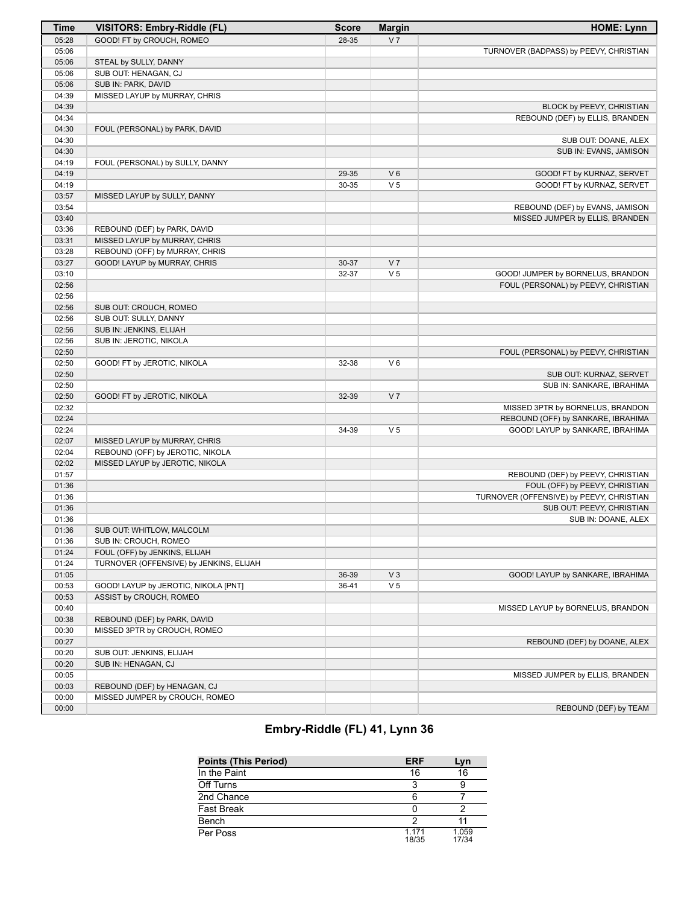| Time | VISITORS: Embry-Riddle (FL) | Score | Margin | HOME: Lynn |
|---|---|---|---|---|
| 05:28 | GOOD! FT by CROUCH, ROMEO | 28-35 | V 7 | |
| 05:06 | | | | TURNOVER (BADPASS) by PEEVY, CHRISTIAN |
| 05:06 | STEAL by SULLY, DANNY | | | |
| 05:06 | SUB OUT: HENAGAN, CJ | | | |
| 05:06 | SUB IN: PARK, DAVID | | | |
| 04:39 | MISSED LAYUP by MURRAY, CHRIS | | | |
| 04:39 | | | | BLOCK by PEEVY, CHRISTIAN |
| 04:34 | | | | REBOUND (DEF) by ELLIS, BRANDEN |
| 04:30 | FOUL (PERSONAL) by PARK, DAVID | | | |
| 04:30 | | | | SUB OUT: DOANE, ALEX |
| 04:30 | | | | SUB IN: EVANS, JAMISON |
| 04:19 | FOUL (PERSONAL) by SULLY, DANNY | | | |
| 04:19 | | 29-35 | V 6 | GOOD! FT by KURNAZ, SERVET |
| 04:19 | | 30-35 | V 5 | GOOD! FT by KURNAZ, SERVET |
| 03:57 | MISSED LAYUP by SULLY, DANNY | | | |
| 03:54 | | | | REBOUND (DEF) by EVANS, JAMISON |
| 03:40 | | | | MISSED JUMPER by ELLIS, BRANDEN |
| 03:36 | REBOUND (DEF) by PARK, DAVID | | | |
| 03:31 | MISSED LAYUP by MURRAY, CHRIS | | | |
| 03:28 | REBOUND (OFF) by MURRAY, CHRIS | | | |
| 03:27 | GOOD! LAYUP by MURRAY, CHRIS | 30-37 | V 7 | |
| 03:10 | | 32-37 | V 5 | GOOD! JUMPER by BORNELUS, BRANDON |
| 02:56 | | | | FOUL (PERSONAL) by PEEVY, CHRISTIAN |
| 02:56 | | | | |
| 02:56 | SUB OUT: CROUCH, ROMEO | | | |
| 02:56 | SUB OUT: SULLY, DANNY | | | |
| 02:56 | SUB IN: JENKINS, ELIJAH | | | |
| 02:56 | SUB IN: JEROTIC, NIKOLA | | | |
| 02:50 | | | | FOUL (PERSONAL) by PEEVY, CHRISTIAN |
| 02:50 | GOOD! FT by JEROTIC, NIKOLA | 32-38 | V 6 | |
| 02:50 | | | | SUB OUT: KURNAZ, SERVET |
| 02:50 | | | | SUB IN: SANKARE, IBRAHIMA |
| 02:50 | GOOD! FT by JEROTIC, NIKOLA | 32-39 | V 7 | |
| 02:32 | | | | MISSED 3PTR by BORNELUS, BRANDON |
| 02:24 | | | | REBOUND (OFF) by SANKARE, IBRAHIMA |
| 02:24 | | 34-39 | V 5 | GOOD! LAYUP by SANKARE, IBRAHIMA |
| 02:07 | MISSED LAYUP by MURRAY, CHRIS | | | |
| 02:04 | REBOUND (OFF) by JEROTIC, NIKOLA | | | |
| 02:02 | MISSED LAYUP by JEROTIC, NIKOLA | | | |
| 01:57 | | | | REBOUND (DEF) by PEEVY, CHRISTIAN |
| 01:36 | | | | FOUL (OFF) by PEEVY, CHRISTIAN |
| 01:36 | | | | TURNOVER (OFFENSIVE) by PEEVY, CHRISTIAN |
| 01:36 | | | | SUB OUT: PEEVY, CHRISTIAN |
| 01:36 | | | | SUB IN: DOANE, ALEX |
| 01:36 | SUB OUT: WHITLOW, MALCOLM | | | |
| 01:36 | SUB IN: CROUCH, ROMEO | | | |
| 01:24 | FOUL (OFF) by JENKINS, ELIJAH | | | |
| 01:24 | TURNOVER (OFFENSIVE) by JENKINS, ELIJAH | | | |
| 01:05 | | 36-39 | V 3 | GOOD! LAYUP by SANKARE, IBRAHIMA |
| 00:53 | GOOD! LAYUP by JEROTIC, NIKOLA [PNT] | 36-41 | V 5 | |
| 00:53 | ASSIST by CROUCH, ROMEO | | | |
| 00:40 | | | | MISSED LAYUP by BORNELUS, BRANDON |
| 00:38 | REBOUND (DEF) by PARK, DAVID | | | |
| 00:30 | MISSED 3PTR by CROUCH, ROMEO | | | |
| 00:27 | | | | REBOUND (DEF) by DOANE, ALEX |
| 00:20 | SUB OUT: JENKINS, ELIJAH | | | |
| 00:20 | SUB IN: HENAGAN, CJ | | | |
| 00:05 | | | | MISSED JUMPER by ELLIS, BRANDEN |
| 00:03 | REBOUND (DEF) by HENAGAN, CJ | | | |
| 00:00 | MISSED JUMPER by CROUCH, ROMEO | | | |
| 00:00 | | | | REBOUND (DEF) by TEAM |

## Embry-Riddle (FL) 41, Lynn 36

| Points (This Period) | ERF | Lyn |
|---|---|---|
| In the Paint | 16 | 16 |
| Off Turns | 3 | 9 |
| 2nd Chance | 6 | 7 |
| Fast Break | 0 | 2 |
| Bench | 2 | 11 |
| Per Poss | 1.171 18/35 | 1.059 17/34 |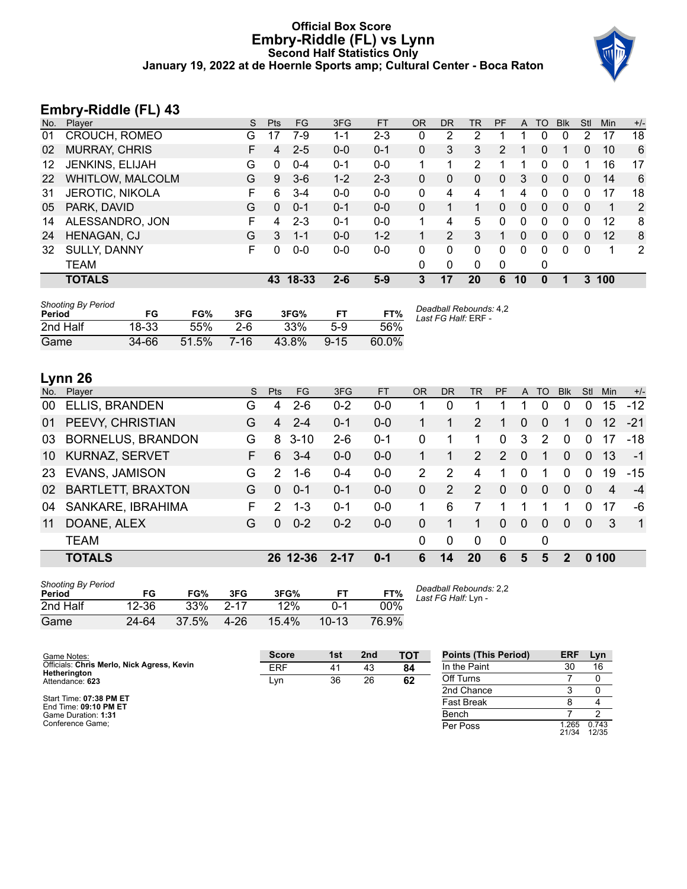# Official Box Score
## Embry-Riddle (FL) vs Lynn
### Second Half Statistics Only
### January 19, 2022 at de Hoernle Sports amp; Cultural Center - Boca Raton

## Embry-Riddle (FL) 43

| No. | Player | S | Pts | FG | 3FG | FT | OR | DR | TR | PF | A | TO | Blk | Stl | Min | +/- |
|---|---|---|---|---|---|---|---|---|---|---|---|---|---|---|---|---|
| 01 | CROUCH, ROMEO | G | 17 | 7-9 | 1-1 | 2-3 | 0 | 2 | 2 | 1 | 1 | 0 | 0 | 2 | 17 | 18 |
| 02 | MURRAY, CHRIS | F | 4 | 2-5 | 0-0 | 0-1 | 0 | 3 | 3 | 2 | 1 | 0 | 1 | 0 | 10 | 6 |
| 12 | JENKINS, ELIJAH | G | 0 | 0-4 | 0-1 | 0-0 | 1 | 1 | 2 | 1 | 1 | 0 | 0 | 1 | 16 | 17 |
| 22 | WHITLOW, MALCOLM | G | 9 | 3-6 | 1-2 | 2-3 | 0 | 0 | 0 | 0 | 3 | 0 | 0 | 0 | 14 | 6 |
| 31 | JEROTIC, NIKOLA | F | 6 | 3-4 | 0-0 | 0-0 | 0 | 4 | 4 | 1 | 4 | 0 | 0 | 0 | 17 | 18 |
| 05 | PARK, DAVID | G | 0 | 0-1 | 0-1 | 0-0 | 0 | 1 | 1 | 0 | 0 | 0 | 0 | 0 | 1 | 2 |
| 14 | ALESSANDRO, JON | F | 4 | 2-3 | 0-1 | 0-0 | 1 | 4 | 5 | 0 | 0 | 0 | 0 | 0 | 12 | 8 |
| 24 | HENAGAN, CJ | G | 3 | 1-1 | 0-0 | 1-2 | 1 | 2 | 3 | 1 | 0 | 0 | 0 | 0 | 12 | 8 |
| 32 | SULLY, DANNY | F | 0 | 0-0 | 0-0 | 0-0 | 0 | 0 | 0 | 0 | 0 | 0 | 0 | 0 | 1 | 2 |
| | TEAM | | | | | | 0 | 0 | 0 | 0 | | 0 | | | | |
| | **TOTALS** | | **43** | **18-33** | **2-6** | **5-9** | **3** | **17** | **20** | **6** | **10** | **0** | **1** | **3** | **100** | |

*Shooting By Period*

| Period | FG | FG% | 3FG | 3FG% | FT | FT% |
|---|---|---|---|---|---|---|
| 2nd Half | 18-33 | 55% | 2-6 | 33% | 5-9 | 56% |
| Game | 34-66 | 51.5% | 7-16 | 43.8% | 9-15 | 60.0% |

*Deadball Rebounds:* 4,2
*Last FG Half:* ERF -

## Lynn 26

| No. | Player | S | Pts | FG | 3FG | FT | OR | DR | TR | PF | A | TO | Blk | Stl | Min | +/- |
|---|---|---|---|---|---|---|---|---|---|---|---|---|---|---|---|---|
| 00 | ELLIS, BRANDEN | G | 4 | 2-6 | 0-2 | 0-0 | 1 | 0 | 1 | 1 | 1 | 0 | 0 | 0 | 15 | -12 |
| 01 | PEEVY, CHRISTIAN | G | 4 | 2-4 | 0-1 | 0-0 | 1 | 1 | 2 | 1 | 0 | 0 | 1 | 0 | 12 | -21 |
| 03 | BORNELUS, BRANDON | G | 8 | 3-10 | 2-6 | 0-1 | 0 | 1 | 1 | 0 | 3 | 2 | 0 | 0 | 17 | -18 |
| 10 | KURNAZ, SERVET | F | 6 | 3-4 | 0-0 | 0-0 | 1 | 1 | 2 | 2 | 0 | 1 | 0 | 0 | 13 | -1 |
| 23 | EVANS, JAMISON | G | 2 | 1-6 | 0-4 | 0-0 | 2 | 2 | 4 | 1 | 0 | 1 | 0 | 0 | 19 | -15 |
| 02 | BARTLETT, BRAXTON | G | 0 | 0-1 | 0-1 | 0-0 | 0 | 2 | 2 | 0 | 0 | 0 | 0 | 0 | 4 | -4 |
| 04 | SANKARE, IBRAHIMA | F | 2 | 1-3 | 0-1 | 0-0 | 1 | 6 | 7 | 1 | 1 | 1 | 1 | 0 | 17 | -6 |
| 11 | DOANE, ALEX | G | 0 | 0-2 | 0-2 | 0-0 | 0 | 1 | 1 | 0 | 0 | 0 | 0 | 0 | 3 | 1 |
| | TEAM | | | | | | 0 | 0 | 0 | 0 | | 0 | | | | |
| | **TOTALS** | | **26** | **12-36** | **2-17** | **0-1** | **6** | **14** | **20** | **6** | **5** | **5** | **2** | **0** | **100** | |

*Shooting By Period*

| Period | FG | FG% | 3FG | 3FG% | FT | FT% |
|---|---|---|---|---|---|---|
| 2nd Half | 12-36 | 33% | 2-17 | 12% | 0-1 | 00% |
| Game | 24-64 | 37.5% | 4-26 | 15.4% | 10-13 | 76.9% |

*Deadball Rebounds:* 2,2
*Last FG Half:* Lyn -

Game Notes:
Officials: **Chris Merlo, Nick Agress, Kevin Hetherington**
Attendance: **623**

Start Time: **07:38 PM ET**
End Time: **09:10 PM ET**
Game Duration: **1:31**
Conference Game;

| Score | 1st | 2nd | TOT |
|---|---|---|---|
| ERF | 41 | 43 | **84** |
| Lyn | 36 | 26 | **62** |

| Points (This Period) | ERF | Lyn |
|---|---|---|
| In the Paint | 30 | 16 |
| Off Turns | 7 | 0 |
| 2nd Chance | 3 | 0 |
| Fast Break | 8 | 4 |
| Bench | 7 | 2 |
| Per Poss | 1.265 21/34 | 0.743 12/35 |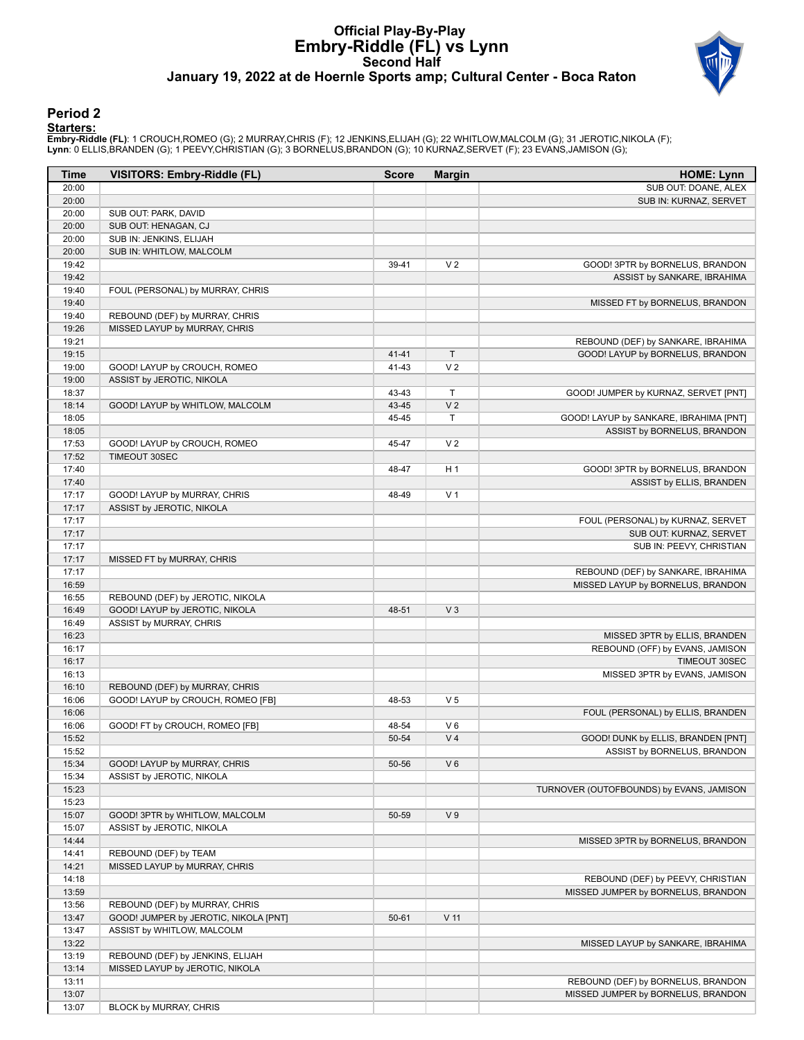# Official Play-By-Play
# Embry-Riddle (FL) vs Lynn
## Second Half
### January 19, 2022 at de Hoernle Sports amp; Cultural Center - Boca Raton

## Period 2

**Starters:**

**Embry-Riddle (FL)**: 1 CROUCH,ROMEO (G); 2 MURRAY,CHRIS (F); 12 JENKINS,ELIJAH (G); 22 WHITLOW,MALCOLM (G); 31 JEROTIC,NIKOLA (F);
**Lynn**: 0 ELLIS,BRANDEN (G); 1 PEEVY,CHRISTIAN (G); 3 BORNELUS,BRANDON (G); 10 KURNAZ,SERVET (F); 23 EVANS,JAMISON (G);

| Time | VISITORS: Embry-Riddle (FL) | Score | Margin | HOME: Lynn |
|---|---|---|---|---|
| 20:00 | | | | SUB OUT: DOANE, ALEX |
| 20:00 | | | | SUB IN: KURNAZ, SERVET |
| 20:00 | SUB OUT: PARK, DAVID | | | |
| 20:00 | SUB OUT: HENAGAN, CJ | | | |
| 20:00 | SUB IN: JENKINS, ELIJAH | | | |
| 20:00 | SUB IN: WHITLOW, MALCOLM | | | |
| 19:42 | | 39-41 | V 2 | GOOD! 3PTR by BORNELUS, BRANDON |
| 19:42 | | | | ASSIST by SANKARE, IBRAHIMA |
| 19:40 | FOUL (PERSONAL) by MURRAY, CHRIS | | | |
| 19:40 | | | | MISSED FT by BORNELUS, BRANDON |
| 19:40 | REBOUND (DEF) by MURRAY, CHRIS | | | |
| 19:26 | MISSED LAYUP by MURRAY, CHRIS | | | |
| 19:21 | | | | REBOUND (DEF) by SANKARE, IBRAHIMA |
| 19:15 | | 41-41 | T | GOOD! LAYUP by BORNELUS, BRANDON |
| 19:00 | GOOD! LAYUP by CROUCH, ROMEO | 41-43 | V 2 | |
| 19:00 | ASSIST by JEROTIC, NIKOLA | | | |
| 18:37 | | 43-43 | T | GOOD! JUMPER by KURNAZ, SERVET [PNT] |
| 18:14 | GOOD! LAYUP by WHITLOW, MALCOLM | 43-45 | V 2 | |
| 18:05 | | 45-45 | T | GOOD! LAYUP by SANKARE, IBRAHIMA [PNT] |
| 18:05 | | | | ASSIST by BORNELUS, BRANDON |
| 17:53 | GOOD! LAYUP by CROUCH, ROMEO | 45-47 | V 2 | |
| 17:52 | TIMEOUT 30SEC | | | |
| 17:40 | | 48-47 | H 1 | GOOD! 3PTR by BORNELUS, BRANDON |
| 17:40 | | | | ASSIST by ELLIS, BRANDEN |
| 17:17 | GOOD! LAYUP by MURRAY, CHRIS | 48-49 | V 1 | |
| 17:17 | ASSIST by JEROTIC, NIKOLA | | | |
| 17:17 | | | | FOUL (PERSONAL) by KURNAZ, SERVET |
| 17:17 | | | | SUB OUT: KURNAZ, SERVET |
| 17:17 | | | | SUB IN: PEEVY, CHRISTIAN |
| 17:17 | MISSED FT by MURRAY, CHRIS | | | |
| 17:17 | | | | REBOUND (DEF) by SANKARE, IBRAHIMA |
| 16:59 | | | | MISSED LAYUP by BORNELUS, BRANDON |
| 16:55 | REBOUND (DEF) by JEROTIC, NIKOLA | | | |
| 16:49 | GOOD! LAYUP by JEROTIC, NIKOLA | 48-51 | V 3 | |
| 16:49 | ASSIST by MURRAY, CHRIS | | | |
| 16:23 | | | | MISSED 3PTR by ELLIS, BRANDEN |
| 16:17 | | | | REBOUND (OFF) by EVANS, JAMISON |
| 16:17 | | | | TIMEOUT 30SEC |
| 16:13 | | | | MISSED 3PTR by EVANS, JAMISON |
| 16:10 | REBOUND (DEF) by MURRAY, CHRIS | | | |
| 16:06 | GOOD! LAYUP by CROUCH, ROMEO [FB] | 48-53 | V 5 | |
| 16:06 | | | | FOUL (PERSONAL) by ELLIS, BRANDEN |
| 16:06 | GOOD! FT by CROUCH, ROMEO [FB] | 48-54 | V 6 | |
| 15:52 | | 50-54 | V 4 | GOOD! DUNK by ELLIS, BRANDEN [PNT] |
| 15:52 | | | | ASSIST by BORNELUS, BRANDON |
| 15:34 | GOOD! LAYUP by MURRAY, CHRIS | 50-56 | V 6 | |
| 15:34 | ASSIST by JEROTIC, NIKOLA | | | |
| 15:23 | | | | TURNOVER (OUTOFBOUNDS) by EVANS, JAMISON |
| 15:23 | | | | |
| 15:07 | GOOD! 3PTR by WHITLOW, MALCOLM | 50-59 | V 9 | |
| 15:07 | ASSIST by JEROTIC, NIKOLA | | | |
| 14:44 | | | | MISSED 3PTR by BORNELUS, BRANDON |
| 14:41 | REBOUND (DEF) by TEAM | | | |
| 14:21 | MISSED LAYUP by MURRAY, CHRIS | | | |
| 14:18 | | | | REBOUND (DEF) by PEEVY, CHRISTIAN |
| 13:59 | | | | MISSED JUMPER by BORNELUS, BRANDON |
| 13:56 | REBOUND (DEF) by MURRAY, CHRIS | | | |
| 13:47 | GOOD! JUMPER by JEROTIC, NIKOLA [PNT] | 50-61 | V 11 | |
| 13:47 | ASSIST by WHITLOW, MALCOLM | | | |
| 13:22 | | | | MISSED LAYUP by SANKARE, IBRAHIMA |
| 13:19 | REBOUND (DEF) by JENKINS, ELIJAH | | | |
| 13:14 | MISSED LAYUP by JEROTIC, NIKOLA | | | |
| 13:11 | | | | REBOUND (DEF) by BORNELUS, BRANDON |
| 13:07 | | | | MISSED JUMPER by BORNELUS, BRANDON |
| 13:07 | BLOCK by MURRAY, CHRIS | | | |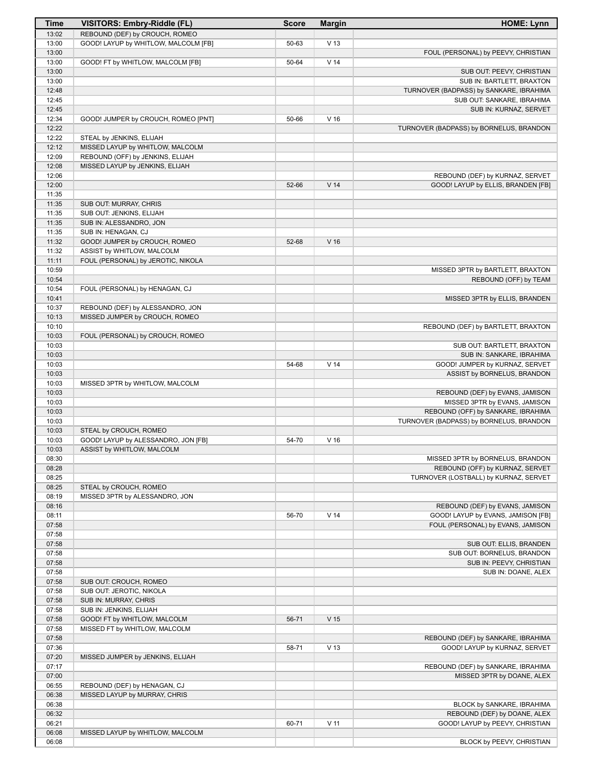| Time | VISITORS: Embry-Riddle (FL) | Score | Margin | HOME: Lynn |
|---|---|---|---|---|
| 13:02 | REBOUND (DEF) by CROUCH, ROMEO | | | |
| 13:00 | GOOD! LAYUP by WHITLOW, MALCOLM [FB] | 50-63 | V 13 | |
| 13:00 | | | | FOUL (PERSONAL) by PEEVY, CHRISTIAN |
| 13:00 | GOOD! FT by WHITLOW, MALCOLM [FB] | 50-64 | V 14 | |
| 13:00 | | | | SUB OUT: PEEVY, CHRISTIAN |
| 13:00 | | | | SUB IN: BARTLETT, BRAXTON |
| 12:48 | | | | TURNOVER (BADPASS) by SANKARE, IBRAHIMA |
| 12:45 | | | | SUB OUT: SANKARE, IBRAHIMA |
| 12:45 | | | | SUB IN: KURNAZ, SERVET |
| 12:34 | GOOD! JUMPER by CROUCH, ROMEO [PNT] | 50-66 | V 16 | |
| 12:22 | | | | TURNOVER (BADPASS) by BORNELUS, BRANDON |
| 12:22 | STEAL by JENKINS, ELIJAH | | | |
| 12:12 | MISSED LAYUP by WHITLOW, MALCOLM | | | |
| 12:09 | REBOUND (OFF) by JENKINS, ELIJAH | | | |
| 12:08 | MISSED LAYUP by JENKINS, ELIJAH | | | |
| 12:06 | | | | REBOUND (DEF) by KURNAZ, SERVET |
| 12:00 | | 52-66 | V 14 | GOOD! LAYUP by ELLIS, BRANDEN [FB] |
| 11:35 | | | | |
| 11:35 | SUB OUT: MURRAY, CHRIS | | | |
| 11:35 | SUB OUT: JENKINS, ELIJAH | | | |
| 11:35 | SUB IN: ALESSANDRO, JON | | | |
| 11:35 | SUB IN: HENAGAN, CJ | | | |
| 11:32 | GOOD! JUMPER by CROUCH, ROMEO | 52-68 | V 16 | |
| 11:32 | ASSIST by WHITLOW, MALCOLM | | | |
| 11:11 | FOUL (PERSONAL) by JEROTIC, NIKOLA | | | |
| 10:59 | | | | MISSED 3PTR by BARTLETT, BRAXTON |
| 10:54 | | | | REBOUND (OFF) by TEAM |
| 10:54 | FOUL (PERSONAL) by HENAGAN, CJ | | | |
| 10:41 | | | | MISSED 3PTR by ELLIS, BRANDEN |
| 10:37 | REBOUND (DEF) by ALESSANDRO, JON | | | |
| 10:13 | MISSED JUMPER by CROUCH, ROMEO | | | |
| 10:10 | | | | REBOUND (DEF) by BARTLETT, BRAXTON |
| 10:03 | FOUL (PERSONAL) by CROUCH, ROMEO | | | |
| 10:03 | | | | SUB OUT: BARTLETT, BRAXTON |
| 10:03 | | | | SUB IN: SANKARE, IBRAHIMA |
| 10:03 | | 54-68 | V 14 | GOOD! JUMPER by KURNAZ, SERVET |
| 10:03 | | | | ASSIST by BORNELUS, BRANDON |
| 10:03 | MISSED 3PTR by WHITLOW, MALCOLM | | | |
| 10:03 | | | | REBOUND (DEF) by EVANS, JAMISON |
| 10:03 | | | | MISSED 3PTR by EVANS, JAMISON |
| 10:03 | | | | REBOUND (OFF) by SANKARE, IBRAHIMA |
| 10:03 | | | | TURNOVER (BADPASS) by BORNELUS, BRANDON |
| 10:03 | STEAL by CROUCH, ROMEO | | | |
| 10:03 | GOOD! LAYUP by ALESSANDRO, JON [FB] | 54-70 | V 16 | |
| 10:03 | ASSIST by WHITLOW, MALCOLM | | | |
| 08:30 | | | | MISSED 3PTR by BORNELUS, BRANDON |
| 08:28 | | | | REBOUND (OFF) by KURNAZ, SERVET |
| 08:25 | | | | TURNOVER (LOSTBALL) by KURNAZ, SERVET |
| 08:25 | STEAL by CROUCH, ROMEO | | | |
| 08:19 | MISSED 3PTR by ALESSANDRO, JON | | | |
| 08:16 | | | | REBOUND (DEF) by EVANS, JAMISON |
| 08:11 | | 56-70 | V 14 | GOOD! LAYUP by EVANS, JAMISON [FB] |
| 07:58 | | | | FOUL (PERSONAL) by EVANS, JAMISON |
| 07:58 | | | | |
| 07:58 | | | | SUB OUT: ELLIS, BRANDEN |
| 07:58 | | | | SUB OUT: BORNELUS, BRANDON |
| 07:58 | | | | SUB IN: PEEVY, CHRISTIAN |
| 07:58 | | | | SUB IN: DOANE, ALEX |
| 07:58 | SUB OUT: CROUCH, ROMEO | | | |
| 07:58 | SUB OUT: JEROTIC, NIKOLA | | | |
| 07:58 | SUB IN: MURRAY, CHRIS | | | |
| 07:58 | SUB IN: JENKINS, ELIJAH | | | |
| 07:58 | GOOD! FT by WHITLOW, MALCOLM | 56-71 | V 15 | |
| 07:58 | MISSED FT by WHITLOW, MALCOLM | | | |
| 07:58 | | | | REBOUND (DEF) by SANKARE, IBRAHIMA |
| 07:36 | | 58-71 | V 13 | GOOD! LAYUP by KURNAZ, SERVET |
| 07:20 | MISSED JUMPER by JENKINS, ELIJAH | | | |
| 07:17 | | | | REBOUND (DEF) by SANKARE, IBRAHIMA |
| 07:00 | | | | MISSED 3PTR by DOANE, ALEX |
| 06:55 | REBOUND (DEF) by HENAGAN, CJ | | | |
| 06:38 | MISSED LAYUP by MURRAY, CHRIS | | | |
| 06:38 | | | | BLOCK by SANKARE, IBRAHIMA |
| 06:32 | | | | REBOUND (DEF) by DOANE, ALEX |
| 06:21 | | 60-71 | V 11 | GOOD! LAYUP by PEEVY, CHRISTIAN |
| 06:08 | MISSED LAYUP by WHITLOW, MALCOLM | | | |
| 06:08 | | | | BLOCK by PEEVY, CHRISTIAN |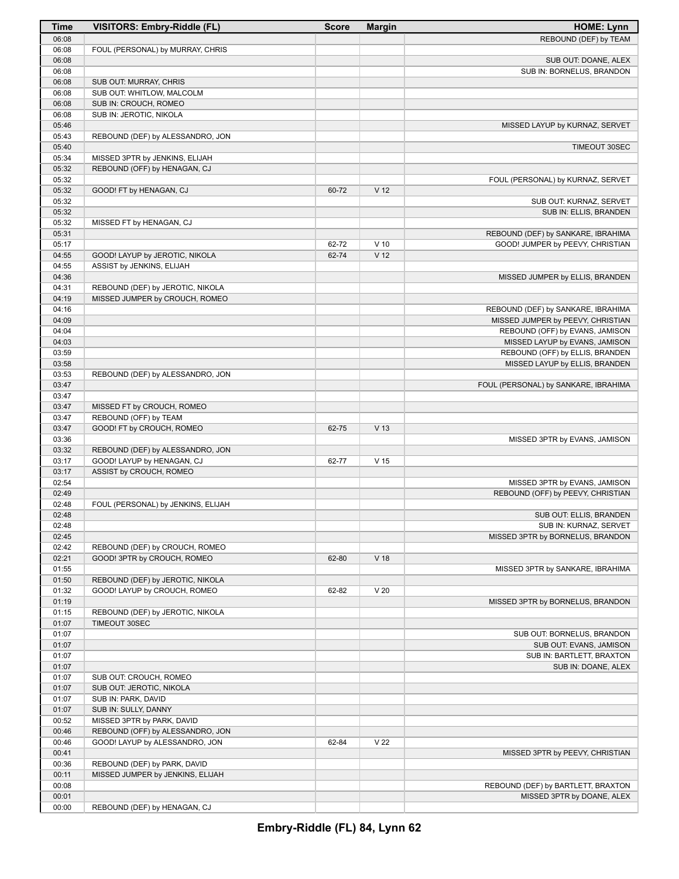| Time | VISITORS: Embry-Riddle (FL) | Score | Margin | HOME: Lynn |
| --- | --- | --- | --- | --- |
| 06:08 | | | | REBOUND (DEF) by TEAM |
| 06:08 | FOUL (PERSONAL) by MURRAY, CHRIS | | | |
| 06:08 | | | | SUB OUT: DOANE, ALEX |
| 06:08 | | | | SUB IN: BORNELUS, BRANDON |
| 06:08 | SUB OUT: MURRAY, CHRIS | | | |
| 06:08 | SUB OUT: WHITLOW, MALCOLM | | | |
| 06:08 | SUB IN: CROUCH, ROMEO | | | |
| 06:08 | SUB IN: JEROTIC, NIKOLA | | | |
| 05:46 | | | | MISSED LAYUP by KURNAZ, SERVET |
| 05:43 | REBOUND (DEF) by ALESSANDRO, JON | | | |
| 05:40 | | | | TIMEOUT 30SEC |
| 05:34 | MISSED 3PTR by JENKINS, ELIJAH | | | |
| 05:32 | REBOUND (OFF) by HENAGAN, CJ | | | |
| 05:32 | | | | FOUL (PERSONAL) by KURNAZ, SERVET |
| 05:32 | GOOD! FT by HENAGAN, CJ | 60-72 | V 12 | |
| 05:32 | | | | SUB OUT: KURNAZ, SERVET |
| 05:32 | | | | SUB IN: ELLIS, BRANDEN |
| 05:32 | MISSED FT by HENAGAN, CJ | | | |
| 05:31 | | | | REBOUND (DEF) by SANKARE, IBRAHIMA |
| 05:17 | | 62-72 | V 10 | GOOD! JUMPER by PEEVY, CHRISTIAN |
| 04:55 | GOOD! LAYUP by JEROTIC, NIKOLA | 62-74 | V 12 | |
| 04:55 | ASSIST by JENKINS, ELIJAH | | | |
| 04:36 | | | | MISSED JUMPER by ELLIS, BRANDEN |
| 04:31 | REBOUND (DEF) by JEROTIC, NIKOLA | | | |
| 04:19 | MISSED JUMPER by CROUCH, ROMEO | | | |
| 04:16 | | | | REBOUND (DEF) by SANKARE, IBRAHIMA |
| 04:09 | | | | MISSED JUMPER by PEEVY, CHRISTIAN |
| 04:04 | | | | REBOUND (OFF) by EVANS, JAMISON |
| 04:03 | | | | MISSED LAYUP by EVANS, JAMISON |
| 03:59 | | | | REBOUND (OFF) by ELLIS, BRANDEN |
| 03:58 | | | | MISSED LAYUP by ELLIS, BRANDEN |
| 03:53 | REBOUND (DEF) by ALESSANDRO, JON | | | |
| 03:47 | | | | FOUL (PERSONAL) by SANKARE, IBRAHIMA |
| 03:47 | | | | |
| 03:47 | MISSED FT by CROUCH, ROMEO | | | |
| 03:47 | REBOUND (OFF) by TEAM | | | |
| 03:47 | GOOD! FT by CROUCH, ROMEO | 62-75 | V 13 | |
| 03:36 | | | | MISSED 3PTR by EVANS, JAMISON |
| 03:32 | REBOUND (DEF) by ALESSANDRO, JON | | | |
| 03:17 | GOOD! LAYUP by HENAGAN, CJ | 62-77 | V 15 | |
| 03:17 | ASSIST by CROUCH, ROMEO | | | |
| 02:54 | | | | MISSED 3PTR by EVANS, JAMISON |
| 02:49 | | | | REBOUND (OFF) by PEEVY, CHRISTIAN |
| 02:48 | FOUL (PERSONAL) by JENKINS, ELIJAH | | | |
| 02:48 | | | | SUB OUT: ELLIS, BRANDEN |
| 02:48 | | | | SUB IN: KURNAZ, SERVET |
| 02:45 | | | | MISSED 3PTR by BORNELUS, BRANDON |
| 02:42 | REBOUND (DEF) by CROUCH, ROMEO | | | |
| 02:21 | GOOD! 3PTR by CROUCH, ROMEO | 62-80 | V 18 | |
| 01:55 | | | | MISSED 3PTR by SANKARE, IBRAHIMA |
| 01:50 | REBOUND (DEF) by JEROTIC, NIKOLA | | | |
| 01:32 | GOOD! LAYUP by CROUCH, ROMEO | 62-82 | V 20 | |
| 01:19 | | | | MISSED 3PTR by BORNELUS, BRANDON |
| 01:15 | REBOUND (DEF) by JEROTIC, NIKOLA | | | |
| 01:07 | TIMEOUT 30SEC | | | |
| 01:07 | | | | SUB OUT: BORNELUS, BRANDON |
| 01:07 | | | | SUB OUT: EVANS, JAMISON |
| 01:07 | | | | SUB IN: BARTLETT, BRAXTON |
| 01:07 | | | | SUB IN: DOANE, ALEX |
| 01:07 | SUB OUT: CROUCH, ROMEO | | | |
| 01:07 | SUB OUT: JEROTIC, NIKOLA | | | |
| 01:07 | SUB IN: PARK, DAVID | | | |
| 01:07 | SUB IN: SULLY, DANNY | | | |
| 00:52 | MISSED 3PTR by PARK, DAVID | | | |
| 00:46 | REBOUND (OFF) by ALESSANDRO, JON | | | |
| 00:46 | GOOD! LAYUP by ALESSANDRO, JON | 62-84 | V 22 | |
| 00:41 | | | | MISSED 3PTR by PEEVY, CHRISTIAN |
| 00:36 | REBOUND (DEF) by PARK, DAVID | | | |
| 00:11 | MISSED JUMPER by JENKINS, ELIJAH | | | |
| 00:08 | | | | REBOUND (DEF) by BARTLETT, BRAXTON |
| 00:01 | | | | MISSED 3PTR by DOANE, ALEX |
| 00:00 | REBOUND (DEF) by HENAGAN, CJ | | | |

**Embry-Riddle (FL) 84, Lynn 62**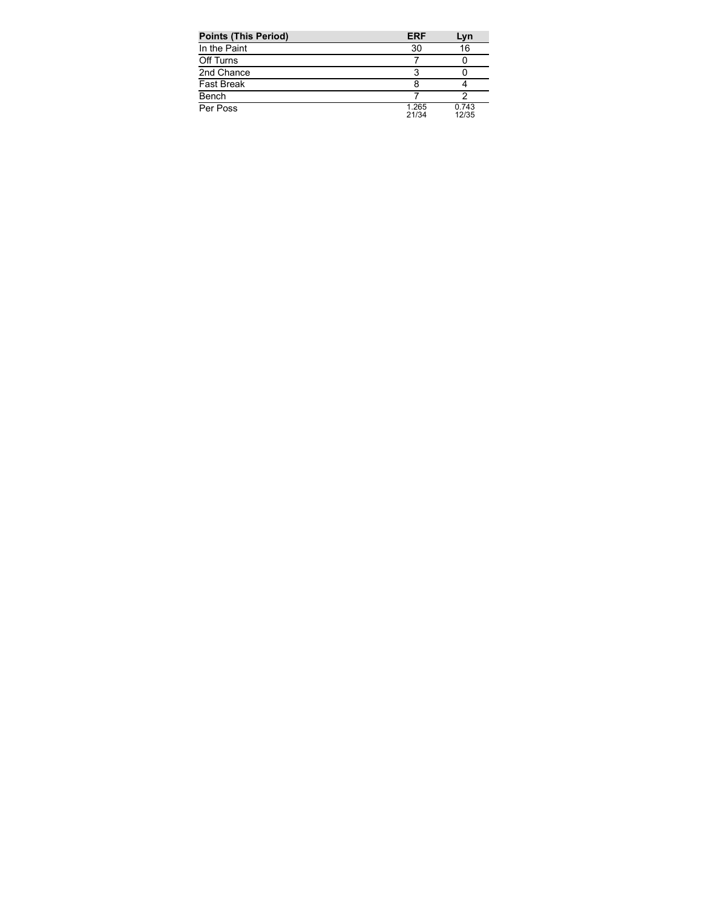| Points (This Period) | ERF | Lyn |
|---|---|---|
| In the Paint | 30 | 16 |
| Off Turns | 7 | 0 |
| 2nd Chance | 3 | 0 |
| Fast Break | 8 | 4 |
| Bench | 7 | 2 |
| Per Poss | 1.265<br>21/34 | 0.743<br>12/35 |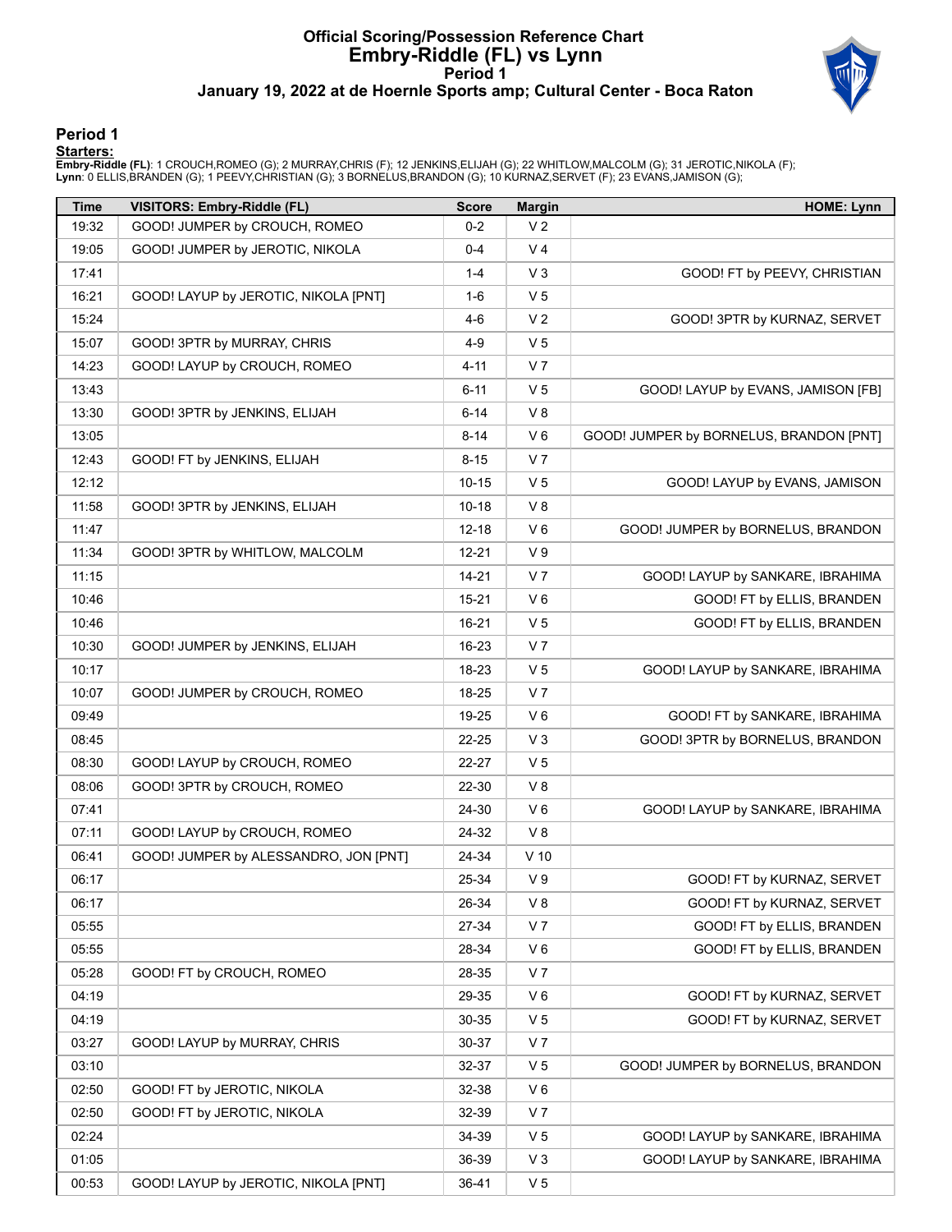# Official Scoring/Possession Reference Chart
# Embry-Riddle (FL) vs Lynn
## Period 1
### January 19, 2022 at de Hoernle Sports amp; Cultural Center - Boca Raton

## Period 1

**Starters:**

**Embry-Riddle (FL)**: 1 CROUCH,ROMEO (G); 2 MURRAY,CHRIS (F); 12 JENKINS,ELIJAH (G); 22 WHITLOW,MALCOLM (G); 31 JEROTIC,NIKOLA (F);
**Lynn**: 0 ELLIS,BRANDEN (G); 1 PEEVY,CHRISTIAN (G); 3 BORNELUS,BRANDON (G); 10 KURNAZ,SERVET (F); 23 EVANS,JAMISON (G);

| Time | VISITORS: Embry-Riddle (FL) | Score | Margin | HOME: Lynn |
|---|---|---|---|---|
| 19:32 | GOOD! JUMPER by CROUCH, ROMEO | 0-2 | V 2 | |
| 19:05 | GOOD! JUMPER by JEROTIC, NIKOLA | 0-4 | V 4 | |
| 17:41 | | 1-4 | V 3 | GOOD! FT by PEEVY, CHRISTIAN |
| 16:21 | GOOD! LAYUP by JEROTIC, NIKOLA [PNT] | 1-6 | V 5 | |
| 15:24 | | 4-6 | V 2 | GOOD! 3PTR by KURNAZ, SERVET |
| 15:07 | GOOD! 3PTR by MURRAY, CHRIS | 4-9 | V 5 | |
| 14:23 | GOOD! LAYUP by CROUCH, ROMEO | 4-11 | V 7 | |
| 13:43 | | 6-11 | V 5 | GOOD! LAYUP by EVANS, JAMISON [FB] |
| 13:30 | GOOD! 3PTR by JENKINS, ELIJAH | 6-14 | V 8 | |
| 13:05 | | 8-14 | V 6 | GOOD! JUMPER by BORNELUS, BRANDON [PNT] |
| 12:43 | GOOD! FT by JENKINS, ELIJAH | 8-15 | V 7 | |
| 12:12 | | 10-15 | V 5 | GOOD! LAYUP by EVANS, JAMISON |
| 11:58 | GOOD! 3PTR by JENKINS, ELIJAH | 10-18 | V 8 | |
| 11:47 | | 12-18 | V 6 | GOOD! JUMPER by BORNELUS, BRANDON |
| 11:34 | GOOD! 3PTR by WHITLOW, MALCOLM | 12-21 | V 9 | |
| 11:15 | | 14-21 | V 7 | GOOD! LAYUP by SANKARE, IBRAHIMA |
| 10:46 | | 15-21 | V 6 | GOOD! FT by ELLIS, BRANDEN |
| 10:46 | | 16-21 | V 5 | GOOD! FT by ELLIS, BRANDEN |
| 10:30 | GOOD! JUMPER by JENKINS, ELIJAH | 16-23 | V 7 | |
| 10:17 | | 18-23 | V 5 | GOOD! LAYUP by SANKARE, IBRAHIMA |
| 10:07 | GOOD! JUMPER by CROUCH, ROMEO | 18-25 | V 7 | |
| 09:49 | | 19-25 | V 6 | GOOD! FT by SANKARE, IBRAHIMA |
| 08:45 | | 22-25 | V 3 | GOOD! 3PTR by BORNELUS, BRANDON |
| 08:30 | GOOD! LAYUP by CROUCH, ROMEO | 22-27 | V 5 | |
| 08:06 | GOOD! 3PTR by CROUCH, ROMEO | 22-30 | V 8 | |
| 07:41 | | 24-30 | V 6 | GOOD! LAYUP by SANKARE, IBRAHIMA |
| 07:11 | GOOD! LAYUP by CROUCH, ROMEO | 24-32 | V 8 | |
| 06:41 | GOOD! JUMPER by ALESSANDRO, JON [PNT] | 24-34 | V 10 | |
| 06:17 | | 25-34 | V 9 | GOOD! FT by KURNAZ, SERVET |
| 06:17 | | 26-34 | V 8 | GOOD! FT by KURNAZ, SERVET |
| 05:55 | | 27-34 | V 7 | GOOD! FT by ELLIS, BRANDEN |
| 05:55 | | 28-34 | V 6 | GOOD! FT by ELLIS, BRANDEN |
| 05:28 | GOOD! FT by CROUCH, ROMEO | 28-35 | V 7 | |
| 04:19 | | 29-35 | V 6 | GOOD! FT by KURNAZ, SERVET |
| 04:19 | | 30-35 | V 5 | GOOD! FT by KURNAZ, SERVET |
| 03:27 | GOOD! LAYUP by MURRAY, CHRIS | 30-37 | V 7 | |
| 03:10 | | 32-37 | V 5 | GOOD! JUMPER by BORNELUS, BRANDON |
| 02:50 | GOOD! FT by JEROTIC, NIKOLA | 32-38 | V 6 | |
| 02:50 | GOOD! FT by JEROTIC, NIKOLA | 32-39 | V 7 | |
| 02:24 | | 34-39 | V 5 | GOOD! LAYUP by SANKARE, IBRAHIMA |
| 01:05 | | 36-39 | V 3 | GOOD! LAYUP by SANKARE, IBRAHIMA |
| 00:53 | GOOD! LAYUP by JEROTIC, NIKOLA [PNT] | 36-41 | V 5 | |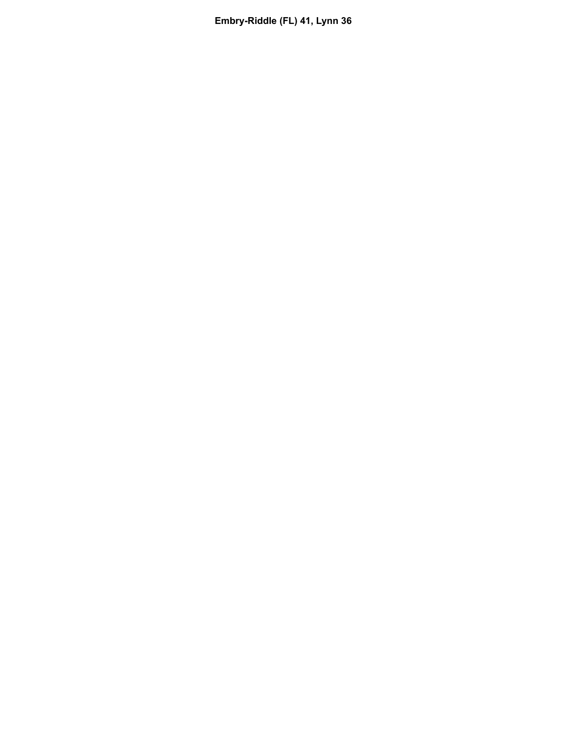**Embry-Riddle (FL) 41, Lynn 36**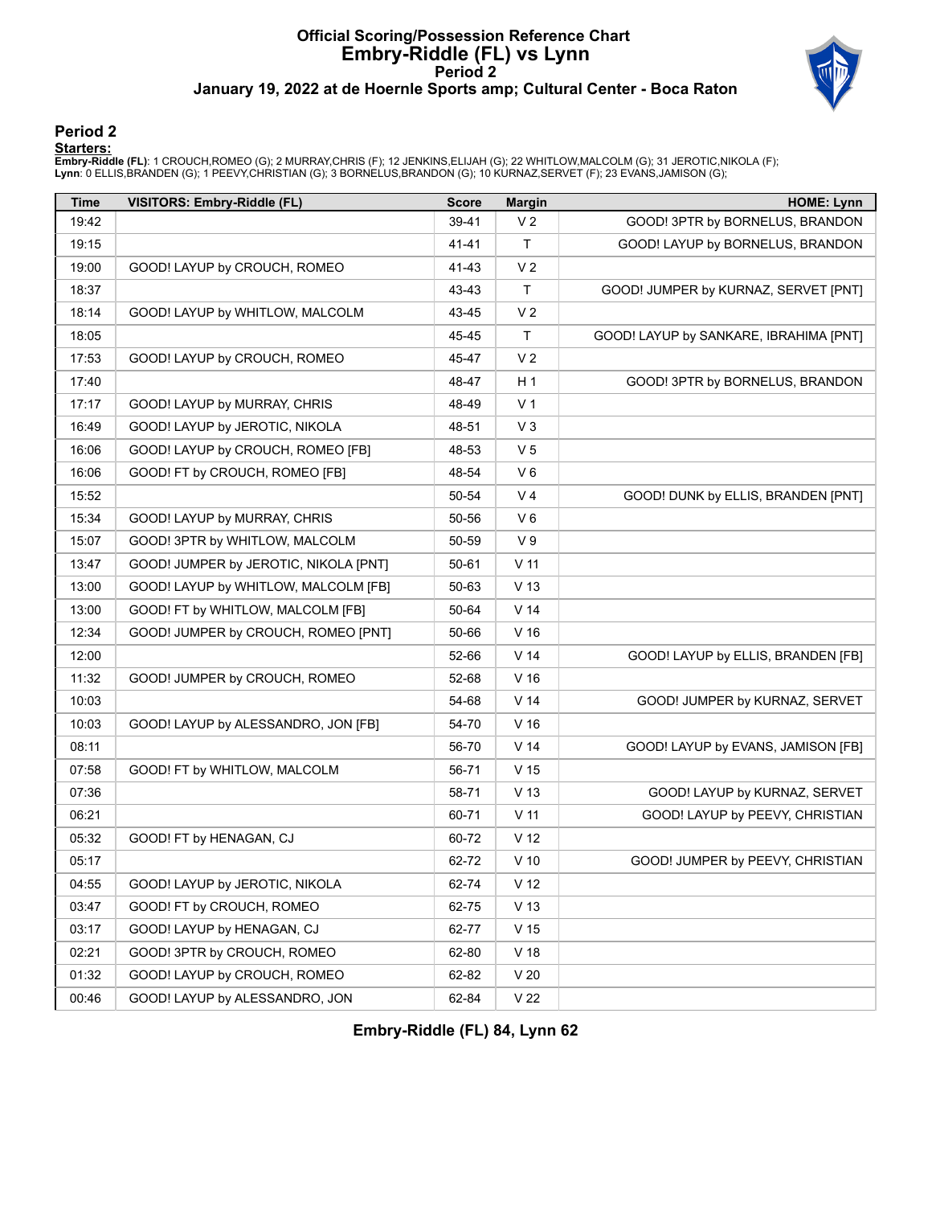# Official Scoring/Possession Reference Chart
## Embry-Riddle (FL) vs Lynn
### Period 2
### January 19, 2022 at de Hoernle Sports amp; Cultural Center - Boca Raton

## Period 2

**Starters:**

**Embry-Riddle (FL)**: 1 CROUCH,ROMEO (G); 2 MURRAY,CHRIS (F); 12 JENKINS,ELIJAH (G); 22 WHITLOW,MALCOLM (G); 31 JEROTIC,NIKOLA (F);
**Lynn**: 0 ELLIS,BRANDEN (G); 1 PEEVY,CHRISTIAN (G); 3 BORNELUS,BRANDON (G); 10 KURNAZ,SERVET (F); 23 EVANS,JAMISON (G);

| Time | VISITORS: Embry-Riddle (FL) | Score | Margin | HOME: Lynn |
|---|---|---|---|---|
| 19:42 | | 39-41 | V 2 | GOOD! 3PTR by BORNELUS, BRANDON |
| 19:15 | | 41-41 | T | GOOD! LAYUP by BORNELUS, BRANDON |
| 19:00 | GOOD! LAYUP by CROUCH, ROMEO | 41-43 | V 2 | |
| 18:37 | | 43-43 | T | GOOD! JUMPER by KURNAZ, SERVET [PNT] |
| 18:14 | GOOD! LAYUP by WHITLOW, MALCOLM | 43-45 | V 2 | |
| 18:05 | | 45-45 | T | GOOD! LAYUP by SANKARE, IBRAHIMA [PNT] |
| 17:53 | GOOD! LAYUP by CROUCH, ROMEO | 45-47 | V 2 | |
| 17:40 | | 48-47 | H 1 | GOOD! 3PTR by BORNELUS, BRANDON |
| 17:17 | GOOD! LAYUP by MURRAY, CHRIS | 48-49 | V 1 | |
| 16:49 | GOOD! LAYUP by JEROTIC, NIKOLA | 48-51 | V 3 | |
| 16:06 | GOOD! LAYUP by CROUCH, ROMEO [FB] | 48-53 | V 5 | |
| 16:06 | GOOD! FT by CROUCH, ROMEO [FB] | 48-54 | V 6 | |
| 15:52 | | 50-54 | V 4 | GOOD! DUNK by ELLIS, BRANDEN [PNT] |
| 15:34 | GOOD! LAYUP by MURRAY, CHRIS | 50-56 | V 6 | |
| 15:07 | GOOD! 3PTR by WHITLOW, MALCOLM | 50-59 | V 9 | |
| 13:47 | GOOD! JUMPER by JEROTIC, NIKOLA [PNT] | 50-61 | V 11 | |
| 13:00 | GOOD! LAYUP by WHITLOW, MALCOLM [FB] | 50-63 | V 13 | |
| 13:00 | GOOD! FT by WHITLOW, MALCOLM [FB] | 50-64 | V 14 | |
| 12:34 | GOOD! JUMPER by CROUCH, ROMEO [PNT] | 50-66 | V 16 | |
| 12:00 | | 52-66 | V 14 | GOOD! LAYUP by ELLIS, BRANDEN [FB] |
| 11:32 | GOOD! JUMPER by CROUCH, ROMEO | 52-68 | V 16 | |
| 10:03 | | 54-68 | V 14 | GOOD! JUMPER by KURNAZ, SERVET |
| 10:03 | GOOD! LAYUP by ALESSANDRO, JON [FB] | 54-70 | V 16 | |
| 08:11 | | 56-70 | V 14 | GOOD! LAYUP by EVANS, JAMISON [FB] |
| 07:58 | GOOD! FT by WHITLOW, MALCOLM | 56-71 | V 15 | |
| 07:36 | | 58-71 | V 13 | GOOD! LAYUP by KURNAZ, SERVET |
| 06:21 | | 60-71 | V 11 | GOOD! LAYUP by PEEVY, CHRISTIAN |
| 05:32 | GOOD! FT by HENAGAN, CJ | 60-72 | V 12 | |
| 05:17 | | 62-72 | V 10 | GOOD! JUMPER by PEEVY, CHRISTIAN |
| 04:55 | GOOD! LAYUP by JEROTIC, NIKOLA | 62-74 | V 12 | |
| 03:47 | GOOD! FT by CROUCH, ROMEO | 62-75 | V 13 | |
| 03:17 | GOOD! LAYUP by HENAGAN, CJ | 62-77 | V 15 | |
| 02:21 | GOOD! 3PTR by CROUCH, ROMEO | 62-80 | V 18 | |
| 01:32 | GOOD! LAYUP by CROUCH, ROMEO | 62-82 | V 20 | |
| 00:46 | GOOD! LAYUP by ALESSANDRO, JON | 62-84 | V 22 | |

**Embry-Riddle (FL) 84, Lynn 62**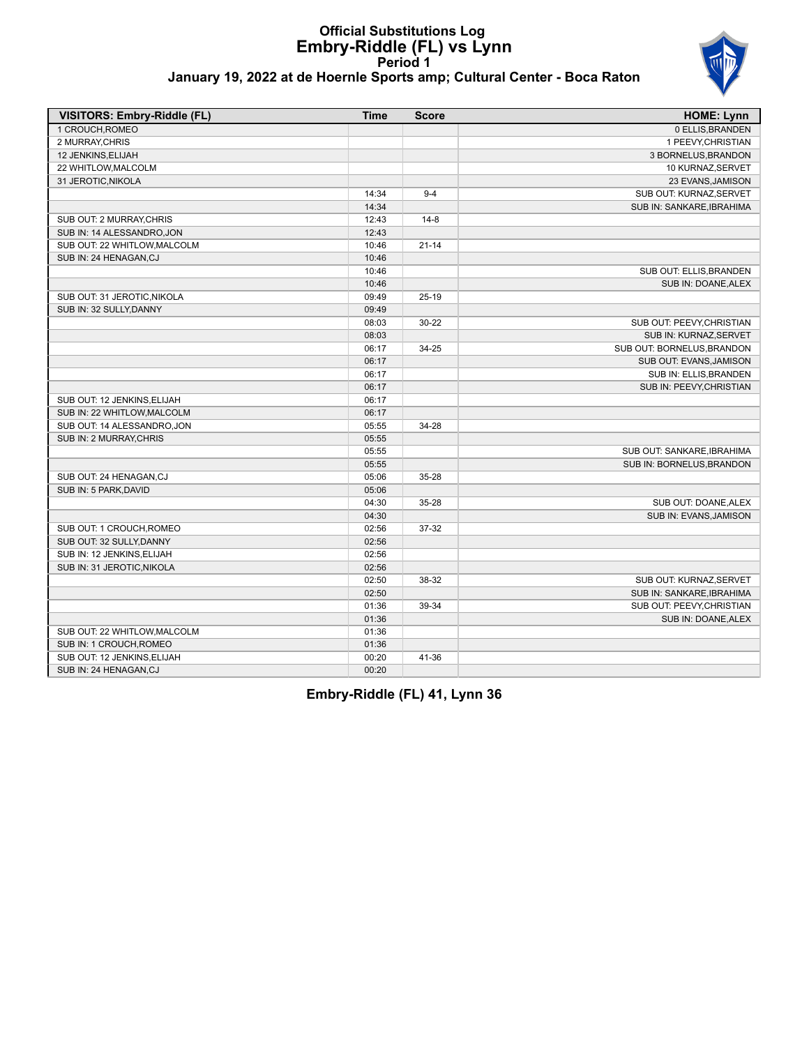# Official Substitutions Log
## Embry-Riddle (FL) vs Lynn
### Period 1
### January 19, 2022 at de Hoernle Sports amp; Cultural Center - Boca Raton

| VISITORS: Embry-Riddle (FL) | Time | Score | HOME: Lynn |
|---|---|---|---|
| 1 CROUCH,ROMEO | | | 0 ELLIS,BRANDEN |
| 2 MURRAY,CHRIS | | | 1 PEEVY,CHRISTIAN |
| 12 JENKINS,ELIJAH | | | 3 BORNELUS,BRANDON |
| 22 WHITLOW,MALCOLM | | | 10 KURNAZ,SERVET |
| 31 JEROTIC,NIKOLA | | | 23 EVANS,JAMISON |
| | 14:34 | 9-4 | SUB OUT: KURNAZ,SERVET |
| | 14:34 | | SUB IN: SANKARE,IBRAHIMA |
| SUB OUT: 2 MURRAY,CHRIS | 12:43 | 14-8 | |
| SUB IN: 14 ALESSANDRO,JON | 12:43 | | |
| SUB OUT: 22 WHITLOW,MALCOLM | 10:46 | 21-14 | |
| SUB IN: 24 HENAGAN,CJ | 10:46 | | |
| | 10:46 | | SUB OUT: ELLIS,BRANDEN |
| | 10:46 | | SUB IN: DOANE,ALEX |
| SUB OUT: 31 JEROTIC,NIKOLA | 09:49 | 25-19 | |
| SUB IN: 32 SULLY,DANNY | 09:49 | | |
| | 08:03 | 30-22 | SUB OUT: PEEVY,CHRISTIAN |
| | 08:03 | | SUB IN: KURNAZ,SERVET |
| | 06:17 | 34-25 | SUB OUT: BORNELUS,BRANDON |
| | 06:17 | | SUB OUT: EVANS,JAMISON |
| | 06:17 | | SUB IN: ELLIS,BRANDEN |
| | 06:17 | | SUB IN: PEEVY,CHRISTIAN |
| SUB OUT: 12 JENKINS,ELIJAH | 06:17 | | |
| SUB IN: 22 WHITLOW,MALCOLM | 06:17 | | |
| SUB OUT: 14 ALESSANDRO,JON | 05:55 | 34-28 | |
| SUB IN: 2 MURRAY,CHRIS | 05:55 | | |
| | 05:55 | | SUB OUT: SANKARE,IBRAHIMA |
| | 05:55 | | SUB IN: BORNELUS,BRANDON |
| SUB OUT: 24 HENAGAN,CJ | 05:06 | 35-28 | |
| SUB IN: 5 PARK,DAVID | 05:06 | | |
| | 04:30 | 35-28 | SUB OUT: DOANE,ALEX |
| | 04:30 | | SUB IN: EVANS,JAMISON |
| SUB OUT: 1 CROUCH,ROMEO | 02:56 | 37-32 | |
| SUB OUT: 32 SULLY,DANNY | 02:56 | | |
| SUB IN: 12 JENKINS,ELIJAH | 02:56 | | |
| SUB IN: 31 JEROTIC,NIKOLA | 02:56 | | |
| | 02:50 | 38-32 | SUB OUT: KURNAZ,SERVET |
| | 02:50 | | SUB IN: SANKARE,IBRAHIMA |
| | 01:36 | 39-34 | SUB OUT: PEEVY,CHRISTIAN |
| | 01:36 | | SUB IN: DOANE,ALEX |
| SUB OUT: 22 WHITLOW,MALCOLM | 01:36 | | |
| SUB IN: 1 CROUCH,ROMEO | 01:36 | | |
| SUB OUT: 12 JENKINS,ELIJAH | 00:20 | 41-36 | |
| SUB IN: 24 HENAGAN,CJ | 00:20 | | |

**Embry-Riddle (FL) 41, Lynn 36**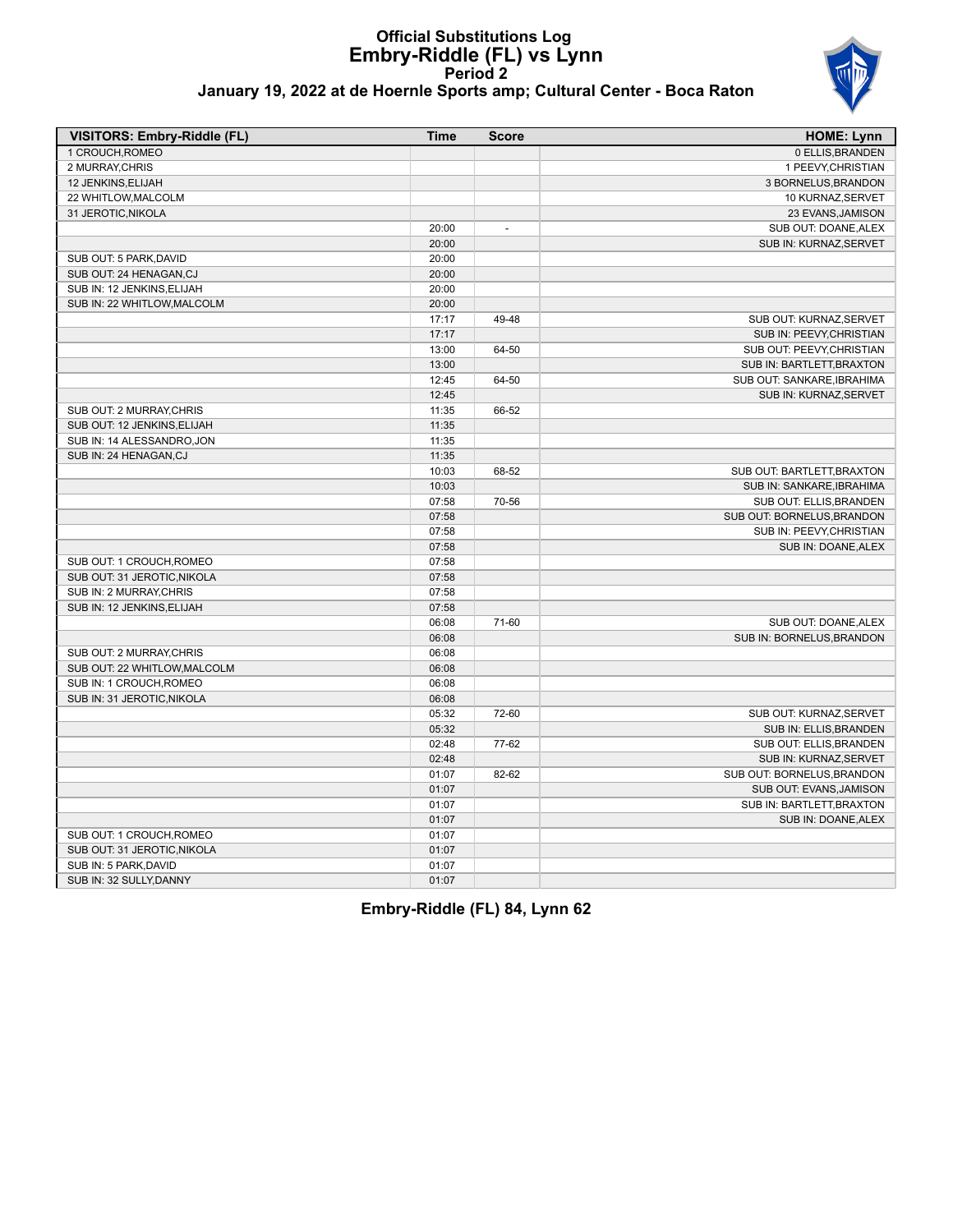# Official Substitutions Log
## Embry-Riddle (FL) vs Lynn
### Period 2
### January 19, 2022 at de Hoernle Sports amp; Cultural Center - Boca Raton

| VISITORS: Embry-Riddle (FL) | Time | Score | HOME: Lynn |
|---|---|---|---|
| 1 CROUCH,ROMEO | | | 0 ELLIS,BRANDEN |
| 2 MURRAY,CHRIS | | | 1 PEEVY,CHRISTIAN |
| 12 JENKINS,ELIJAH | | | 3 BORNELUS,BRANDON |
| 22 WHITLOW,MALCOLM | | | 10 KURNAZ,SERVET |
| 31 JEROTIC,NIKOLA | | | 23 EVANS,JAMISON |
| | 20:00 | - | SUB OUT: DOANE,ALEX |
| | 20:00 | | SUB IN: KURNAZ,SERVET |
| SUB OUT: 5 PARK,DAVID | 20:00 | | |
| SUB OUT: 24 HENAGAN,CJ | 20:00 | | |
| SUB IN: 12 JENKINS,ELIJAH | 20:00 | | |
| SUB IN: 22 WHITLOW,MALCOLM | 20:00 | | |
| | 17:17 | 49-48 | SUB OUT: KURNAZ,SERVET |
| | 17:17 | | SUB IN: PEEVY,CHRISTIAN |
| | 13:00 | 64-50 | SUB OUT: PEEVY,CHRISTIAN |
| | 13:00 | | SUB IN: BARTLETT,BRAXTON |
| | 12:45 | 64-50 | SUB OUT: SANKARE,IBRAHIMA |
| | 12:45 | | SUB IN: KURNAZ,SERVET |
| SUB OUT: 2 MURRAY,CHRIS | 11:35 | 66-52 | |
| SUB OUT: 12 JENKINS,ELIJAH | 11:35 | | |
| SUB IN: 14 ALESSANDRO,JON | 11:35 | | |
| SUB IN: 24 HENAGAN,CJ | 11:35 | | |
| | 10:03 | 68-52 | SUB OUT: BARTLETT,BRAXTON |
| | 10:03 | | SUB IN: SANKARE,IBRAHIMA |
| | 07:58 | 70-56 | SUB OUT: ELLIS,BRANDEN |
| | 07:58 | | SUB OUT: BORNELUS,BRANDON |
| | 07:58 | | SUB IN: PEEVY,CHRISTIAN |
| | 07:58 | | SUB IN: DOANE,ALEX |
| SUB OUT: 1 CROUCH,ROMEO | 07:58 | | |
| SUB OUT: 31 JEROTIC,NIKOLA | 07:58 | | |
| SUB IN: 2 MURRAY,CHRIS | 07:58 | | |
| SUB IN: 12 JENKINS,ELIJAH | 07:58 | | |
| | 06:08 | 71-60 | SUB OUT: DOANE,ALEX |
| | 06:08 | | SUB IN: BORNELUS,BRANDON |
| SUB OUT: 2 MURRAY,CHRIS | 06:08 | | |
| SUB OUT: 22 WHITLOW,MALCOLM | 06:08 | | |
| SUB IN: 1 CROUCH,ROMEO | 06:08 | | |
| SUB IN: 31 JEROTIC,NIKOLA | 06:08 | | |
| | 05:32 | 72-60 | SUB OUT: KURNAZ,SERVET |
| | 05:32 | | SUB IN: ELLIS,BRANDEN |
| | 02:48 | 77-62 | SUB OUT: ELLIS,BRANDEN |
| | 02:48 | | SUB IN: KURNAZ,SERVET |
| | 01:07 | 82-62 | SUB OUT: BORNELUS,BRANDON |
| | 01:07 | | SUB OUT: EVANS,JAMISON |
| | 01:07 | | SUB IN: BARTLETT,BRAXTON |
| | 01:07 | | SUB IN: DOANE,ALEX |
| SUB OUT: 1 CROUCH,ROMEO | 01:07 | | |
| SUB OUT: 31 JEROTIC,NIKOLA | 01:07 | | |
| SUB IN: 5 PARK,DAVID | 01:07 | | |
| SUB IN: 32 SULLY,DANNY | 01:07 | | |

**Embry-Riddle (FL) 84, Lynn 62**